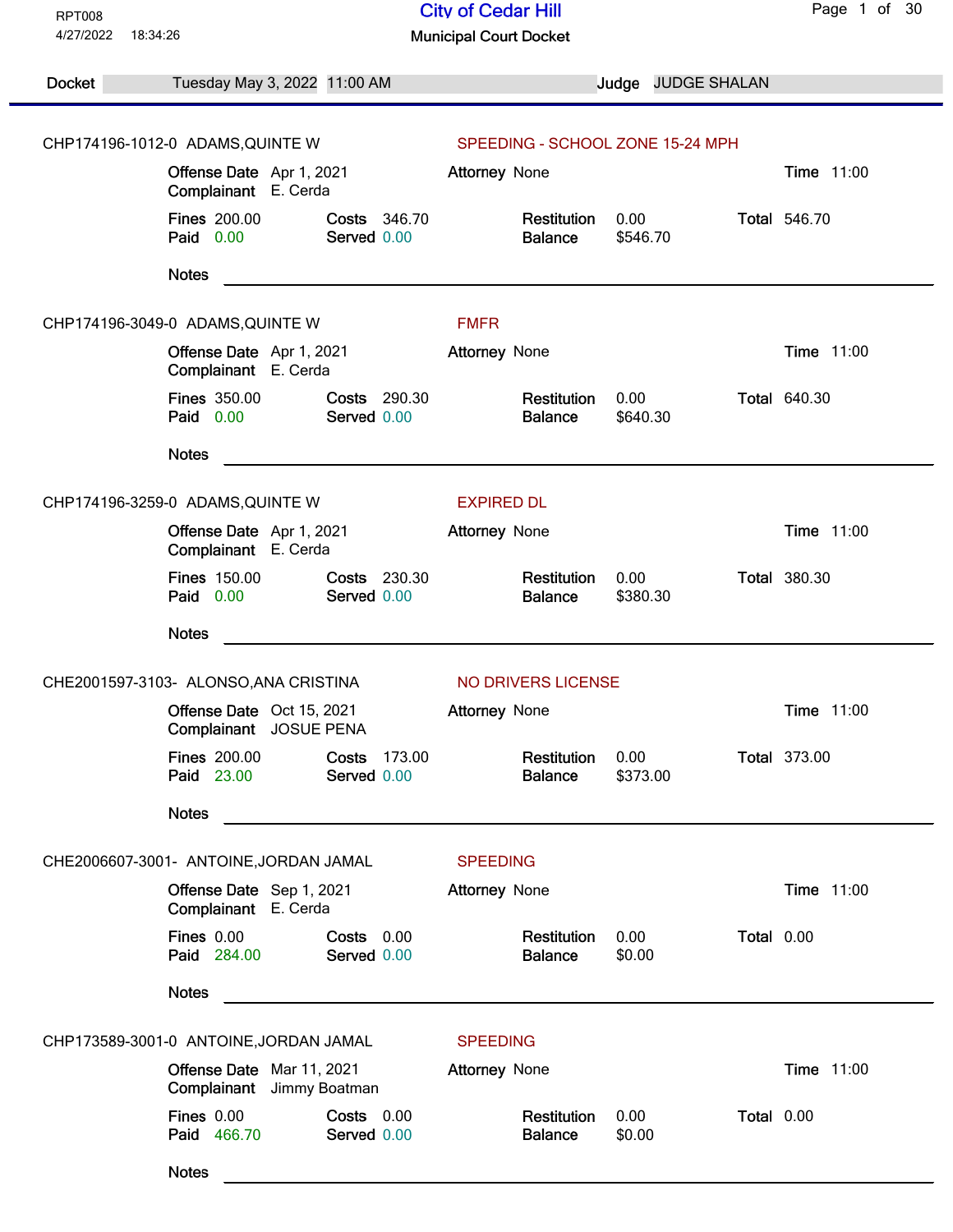RPT008
4/27/2022 18:34:26

# City of Cedar Hill

## Municipal Court Docket

**Docket** Tuesday May 3, 2022 11:00 AM **Judge** JUDGE SHALAN

---

**CHP174196-1012-0** ADAMS,QUINTE W — SPEEDING - SCHOOL ZONE 15-24 MPH

**Offense Date** Apr 1, 2021 **Attorney** None **Time** 11:00
**Complainant** E. Cerda

| Fines | 200.00 | Costs | 346.70 | Restitution | 0.00 | Total | 546.70 |
|---|---|---|---|---|---|---|---|
| Paid | 0.00 | Served | 0.00 | Balance | $546.70 | | |

**Notes** \_\_\_\_\_\_\_\_\_\_\_\_\_\_\_\_\_\_\_\_

---

**CHP174196-3049-0** ADAMS,QUINTE W — FMFR

**Offense Date** Apr 1, 2021 **Attorney** None **Time** 11:00
**Complainant** E. Cerda

| Fines | 350.00 | Costs | 290.30 | Restitution | 0.00 | Total | 640.30 |
|---|---|---|---|---|---|---|---|
| Paid | 0.00 | Served | 0.00 | Balance | $640.30 | | |

**Notes** \_\_\_\_\_\_\_\_\_\_\_\_\_\_\_\_\_\_\_\_

---

**CHP174196-3259-0** ADAMS,QUINTE W — EXPIRED DL

**Offense Date** Apr 1, 2021 **Attorney** None **Time** 11:00
**Complainant** E. Cerda

| Fines | 150.00 | Costs | 230.30 | Restitution | 0.00 | Total | 380.30 |
|---|---|---|---|---|---|---|---|
| Paid | 0.00 | Served | 0.00 | Balance | $380.30 | | |

**Notes** \_\_\_\_\_\_\_\_\_\_\_\_\_\_\_\_\_\_\_\_

---

**CHE2001597-3103-** ALONSO,ANA CRISTINA — NO DRIVERS LICENSE

**Offense Date** Oct 15, 2021 **Attorney** None **Time** 11:00
**Complainant** JOSUE PENA

| Fines | 200.00 | Costs | 173.00 | Restitution | 0.00 | Total | 373.00 |
|---|---|---|---|---|---|---|---|
| Paid | 23.00 | Served | 0.00 | Balance | $373.00 | | |

**Notes** \_\_\_\_\_\_\_\_\_\_\_\_\_\_\_\_\_\_\_\_

---

**CHE2006607-3001-** ANTOINE,JORDAN JAMAL — SPEEDING

**Offense Date** Sep 1, 2021 **Attorney** None **Time** 11:00
**Complainant** E. Cerda

| Fines | 0.00 | Costs | 0.00 | Restitution | 0.00 | Total | 0.00 |
|---|---|---|---|---|---|---|---|
| Paid | 284.00 | Served | 0.00 | Balance | $0.00 | | |

**Notes** \_\_\_\_\_\_\_\_\_\_\_\_\_\_\_\_\_\_\_\_

---

**CHP173589-3001-0** ANTOINE,JORDAN JAMAL — SPEEDING

**Offense Date** Mar 11, 2021 **Attorney** None **Time** 11:00
**Complainant** Jimmy Boatman

| Fines | 0.00 | Costs | 0.00 | Restitution | 0.00 | Total | 0.00 |
|---|---|---|---|---|---|---|---|
| Paid | 466.70 | Served | 0.00 | Balance | $0.00 | | |

**Notes** \_\_\_\_\_\_\_\_\_\_\_\_\_\_\_\_\_\_\_\_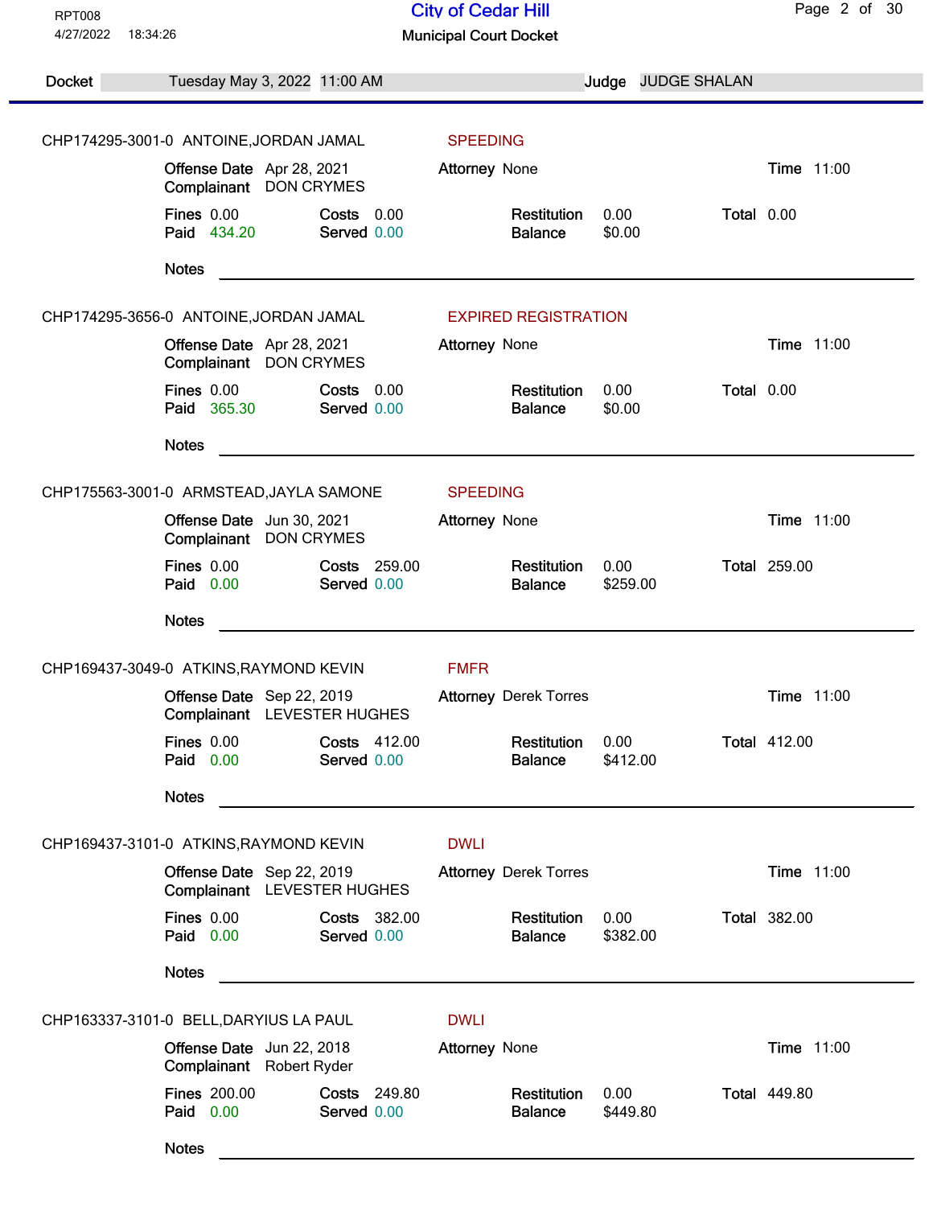# City of Cedar Hill

## Municipal Court Docket

RPT008
4/27/2022 18:34:26

**Docket** Tuesday May 3, 2022 11:00 AM **Judge** JUDGE SHALAN

---

**CHP174295-3001-0 ANTOINE,JORDAN JAMAL** — SPEEDING

| | | | | | | | |
|---|---|---|---|---|---|---|---|
| **Offense Date** | Apr 28, 2021 | **Attorney** | None | | | **Time** | 11:00 |
| **Complainant** | DON CRYMES | | | | | | |
| **Fines** | 0.00 | **Costs** | 0.00 | **Restitution** | 0.00 | **Total** | 0.00 |
| **Paid** | 434.20 | **Served** | 0.00 | **Balance** | $0.00 | | |

**Notes** ______________________________

**CHP174295-3656-0 ANTOINE,JORDAN JAMAL** — EXPIRED REGISTRATION

| | | | | | | | |
|---|---|---|---|---|---|---|---|
| **Offense Date** | Apr 28, 2021 | **Attorney** | None | | | **Time** | 11:00 |
| **Complainant** | DON CRYMES | | | | | | |
| **Fines** | 0.00 | **Costs** | 0.00 | **Restitution** | 0.00 | **Total** | 0.00 |
| **Paid** | 365.30 | **Served** | 0.00 | **Balance** | $0.00 | | |

**Notes** ______________________________

**CHP175563-3001-0 ARMSTEAD,JAYLA SAMONE** — SPEEDING

| | | | | | | | |
|---|---|---|---|---|---|---|---|
| **Offense Date** | Jun 30, 2021 | **Attorney** | None | | | **Time** | 11:00 |
| **Complainant** | DON CRYMES | | | | | | |
| **Fines** | 0.00 | **Costs** | 259.00 | **Restitution** | 0.00 | **Total** | 259.00 |
| **Paid** | 0.00 | **Served** | 0.00 | **Balance** | $259.00 | | |

**Notes** ______________________________

**CHP169437-3049-0 ATKINS,RAYMOND KEVIN** — FMFR

| | | | | | | | |
|---|---|---|---|---|---|---|---|
| **Offense Date** | Sep 22, 2019 | **Attorney** | Derek Torres | | | **Time** | 11:00 |
| **Complainant** | LEVESTER HUGHES | | | | | | |
| **Fines** | 0.00 | **Costs** | 412.00 | **Restitution** | 0.00 | **Total** | 412.00 |
| **Paid** | 0.00 | **Served** | 0.00 | **Balance** | $412.00 | | |

**Notes** ______________________________

**CHP169437-3101-0 ATKINS,RAYMOND KEVIN** — DWLI

| | | | | | | | |
|---|---|---|---|---|---|---|---|
| **Offense Date** | Sep 22, 2019 | **Attorney** | Derek Torres | | | **Time** | 11:00 |
| **Complainant** | LEVESTER HUGHES | | | | | | |
| **Fines** | 0.00 | **Costs** | 382.00 | **Restitution** | 0.00 | **Total** | 382.00 |
| **Paid** | 0.00 | **Served** | 0.00 | **Balance** | $382.00 | | |

**Notes** ______________________________

**CHP163337-3101-0 BELL,DARYIUS LA PAUL** — DWLI

| | | | | | | | |
|---|---|---|---|---|---|---|---|
| **Offense Date** | Jun 22, 2018 | **Attorney** | None | | | **Time** | 11:00 |
| **Complainant** | Robert Ryder | | | | | | |
| **Fines** | 200.00 | **Costs** | 249.80 | **Restitution** | 0.00 | **Total** | 449.80 |
| **Paid** | 0.00 | **Served** | 0.00 | **Balance** | $449.80 | | |

**Notes** ______________________________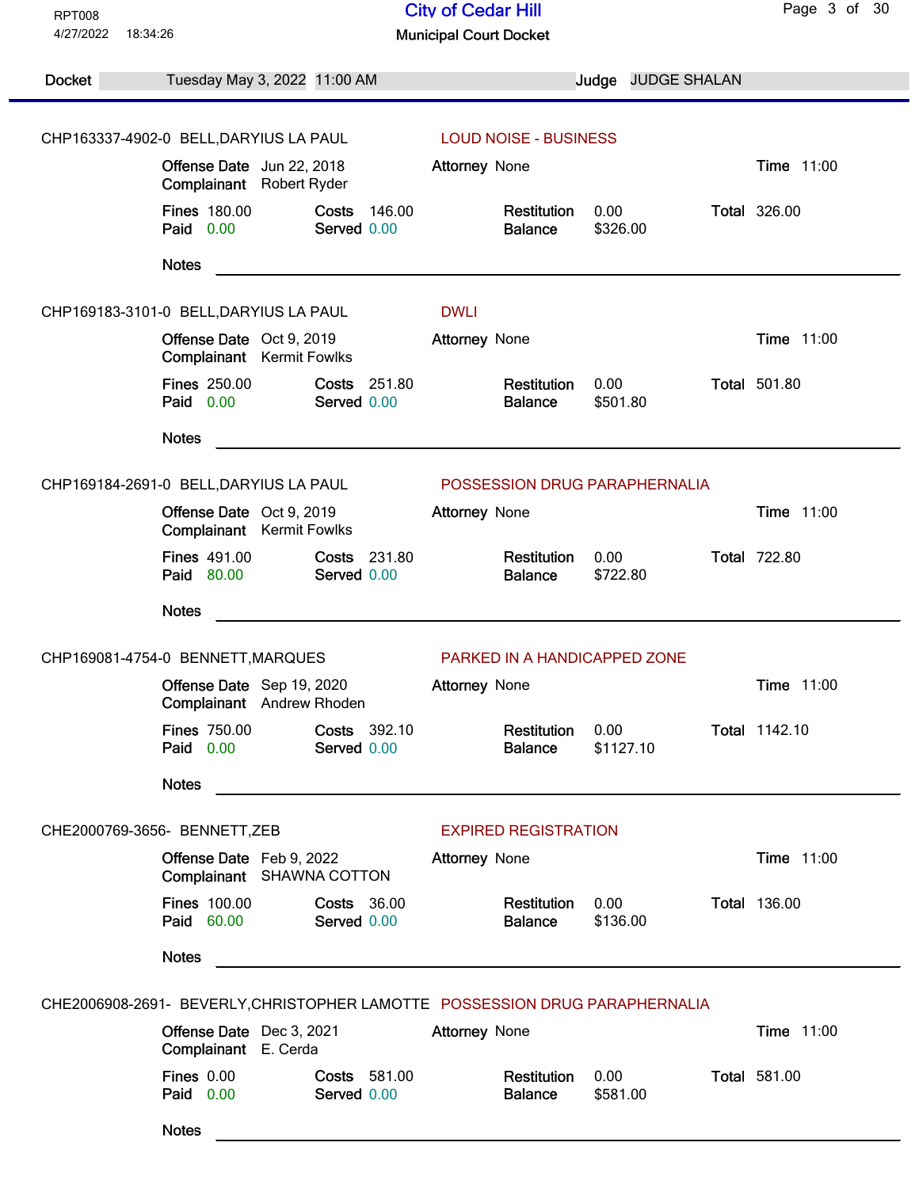RPT008
4/27/2022 18:34:26

# City of Cedar Hill

## Municipal Court Docket

**Docket** Tuesday May 3, 2022 11:00 AM **Judge** JUDGE SHALAN

---

**CHP163337-4902-0 BELL,DARYIUS LA PAUL** — LOUD NOISE - BUSINESS

**Offense Date** Jun 22, 2018 **Attorney** None **Time** 11:00
**Complainant** Robert Ryder

**Fines** 180.00 **Costs** 146.00 **Restitution** 0.00 **Total** 326.00
**Paid** 0.00 **Served** 0.00 **Balance** $326.00

**Notes** ____________________

---

**CHP169183-3101-0 BELL,DARYIUS LA PAUL** — DWLI

**Offense Date** Oct 9, 2019 **Attorney** None **Time** 11:00
**Complainant** Kermit Fowlks

**Fines** 250.00 **Costs** 251.80 **Restitution** 0.00 **Total** 501.80
**Paid** 0.00 **Served** 0.00 **Balance** $501.80

**Notes** ____________________

---

**CHP169184-2691-0 BELL,DARYIUS LA PAUL** — POSSESSION DRUG PARAPHERNALIA

**Offense Date** Oct 9, 2019 **Attorney** None **Time** 11:00
**Complainant** Kermit Fowlks

**Fines** 491.00 **Costs** 231.80 **Restitution** 0.00 **Total** 722.80
**Paid** 80.00 **Served** 0.00 **Balance** $722.80

**Notes** ____________________

---

**CHP169081-4754-0 BENNETT,MARQUES** — PARKED IN A HANDICAPPED ZONE

**Offense Date** Sep 19, 2020 **Attorney** None **Time** 11:00
**Complainant** Andrew Rhoden

**Fines** 750.00 **Costs** 392.10 **Restitution** 0.00 **Total** 1142.10
**Paid** 0.00 **Served** 0.00 **Balance** $1127.10

**Notes** ____________________

---

**CHE2000769-3656- BENNETT,ZEB** — EXPIRED REGISTRATION

**Offense Date** Feb 9, 2022 **Attorney** None **Time** 11:00
**Complainant** SHAWNA COTTON

**Fines** 100.00 **Costs** 36.00 **Restitution** 0.00 **Total** 136.00
**Paid** 60.00 **Served** 0.00 **Balance** $136.00

**Notes** ____________________

---

**CHE2006908-2691- BEVERLY,CHRISTOPHER LAMOTTE** — POSSESSION DRUG PARAPHERNALIA

**Offense Date** Dec 3, 2021 **Attorney** None **Time** 11:00
**Complainant** E. Cerda

**Fines** 0.00 **Costs** 581.00 **Restitution** 0.00 **Total** 581.00
**Paid** 0.00 **Served** 0.00 **Balance** $581.00

**Notes** ____________________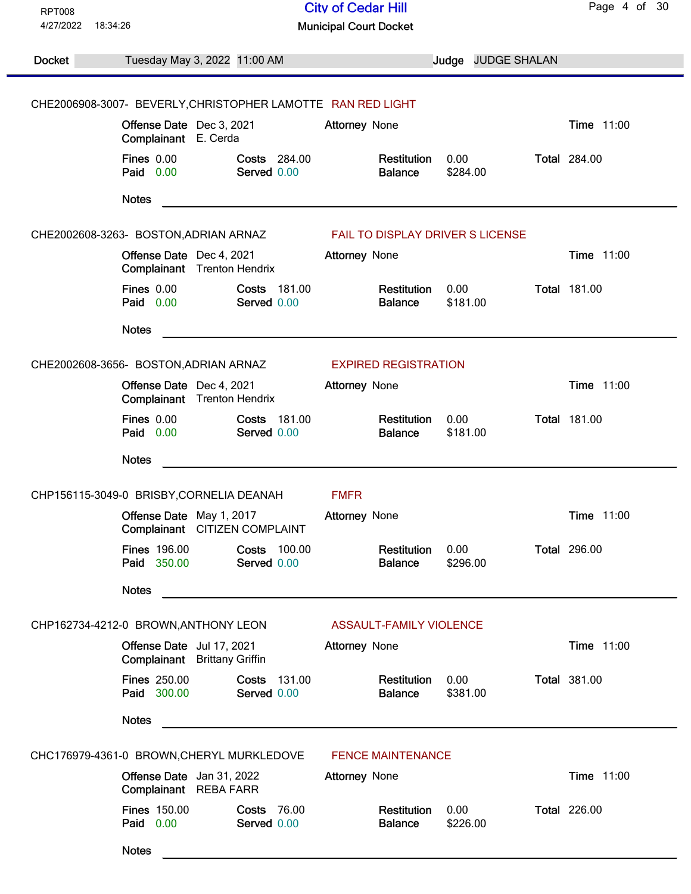# City of Cedar Hill

## Municipal Court Docket

RPT008
4/27/2022 18:34:26

**Docket** Tuesday May 3, 2022 11:00 AM **Judge** JUDGE SHALAN

---

**CHE2006908-3007-** BEVERLY,CHRISTOPHER LAMOTTE — RAN RED LIGHT

| | | | | | | | |
|---|---|---|---|---|---|---|---|
| **Offense Date** | Dec 3, 2021 | **Attorney** | None | | | **Time** | 11:00 |
| **Complainant** | E. Cerda | | | | | | |
| **Fines** | 0.00 | **Costs** | 284.00 | **Restitution** | 0.00 | **Total** | 284.00 |
| **Paid** | 0.00 | **Served** | 0.00 | **Balance** | $284.00 | | |

**Notes** ______________________

---

**CHE2002608-3263-** BOSTON,ADRIAN ARNAZ — FAIL TO DISPLAY DRIVER S LICENSE

| | | | | | | | |
|---|---|---|---|---|---|---|---|
| **Offense Date** | Dec 4, 2021 | **Attorney** | None | | | **Time** | 11:00 |
| **Complainant** | Trenton Hendrix | | | | | | |
| **Fines** | 0.00 | **Costs** | 181.00 | **Restitution** | 0.00 | **Total** | 181.00 |
| **Paid** | 0.00 | **Served** | 0.00 | **Balance** | $181.00 | | |

**Notes** ______________________

---

**CHE2002608-3656-** BOSTON,ADRIAN ARNAZ — EXPIRED REGISTRATION

| | | | | | | | |
|---|---|---|---|---|---|---|---|
| **Offense Date** | Dec 4, 2021 | **Attorney** | None | | | **Time** | 11:00 |
| **Complainant** | Trenton Hendrix | | | | | | |
| **Fines** | 0.00 | **Costs** | 181.00 | **Restitution** | 0.00 | **Total** | 181.00 |
| **Paid** | 0.00 | **Served** | 0.00 | **Balance** | $181.00 | | |

**Notes** ______________________

---

**CHP156115-3049-0** BRISBY,CORNELIA DEANAH — FMFR

| | | | | | | | |
|---|---|---|---|---|---|---|---|
| **Offense Date** | May 1, 2017 | **Attorney** | None | | | **Time** | 11:00 |
| **Complainant** | CITIZEN COMPLAINT | | | | | | |
| **Fines** | 196.00 | **Costs** | 100.00 | **Restitution** | 0.00 | **Total** | 296.00 |
| **Paid** | 350.00 | **Served** | 0.00 | **Balance** | $296.00 | | |

**Notes** ______________________

---

**CHP162734-4212-0** BROWN,ANTHONY LEON — ASSAULT-FAMILY VIOLENCE

| | | | | | | | |
|---|---|---|---|---|---|---|---|
| **Offense Date** | Jul 17, 2021 | **Attorney** | None | | | **Time** | 11:00 |
| **Complainant** | Brittany Griffin | | | | | | |
| **Fines** | 250.00 | **Costs** | 131.00 | **Restitution** | 0.00 | **Total** | 381.00 |
| **Paid** | 300.00 | **Served** | 0.00 | **Balance** | $381.00 | | |

**Notes** ______________________

---

**CHC176979-4361-0** BROWN,CHERYL MURKLEDOVE — FENCE MAINTENANCE

| | | | | | | | |
|---|---|---|---|---|---|---|---|
| **Offense Date** | Jan 31, 2022 | **Attorney** | None | | | **Time** | 11:00 |
| **Complainant** | REBA FARR | | | | | | |
| **Fines** | 150.00 | **Costs** | 76.00 | **Restitution** | 0.00 | **Total** | 226.00 |
| **Paid** | 0.00 | **Served** | 0.00 | **Balance** | $226.00 | | |

**Notes** ______________________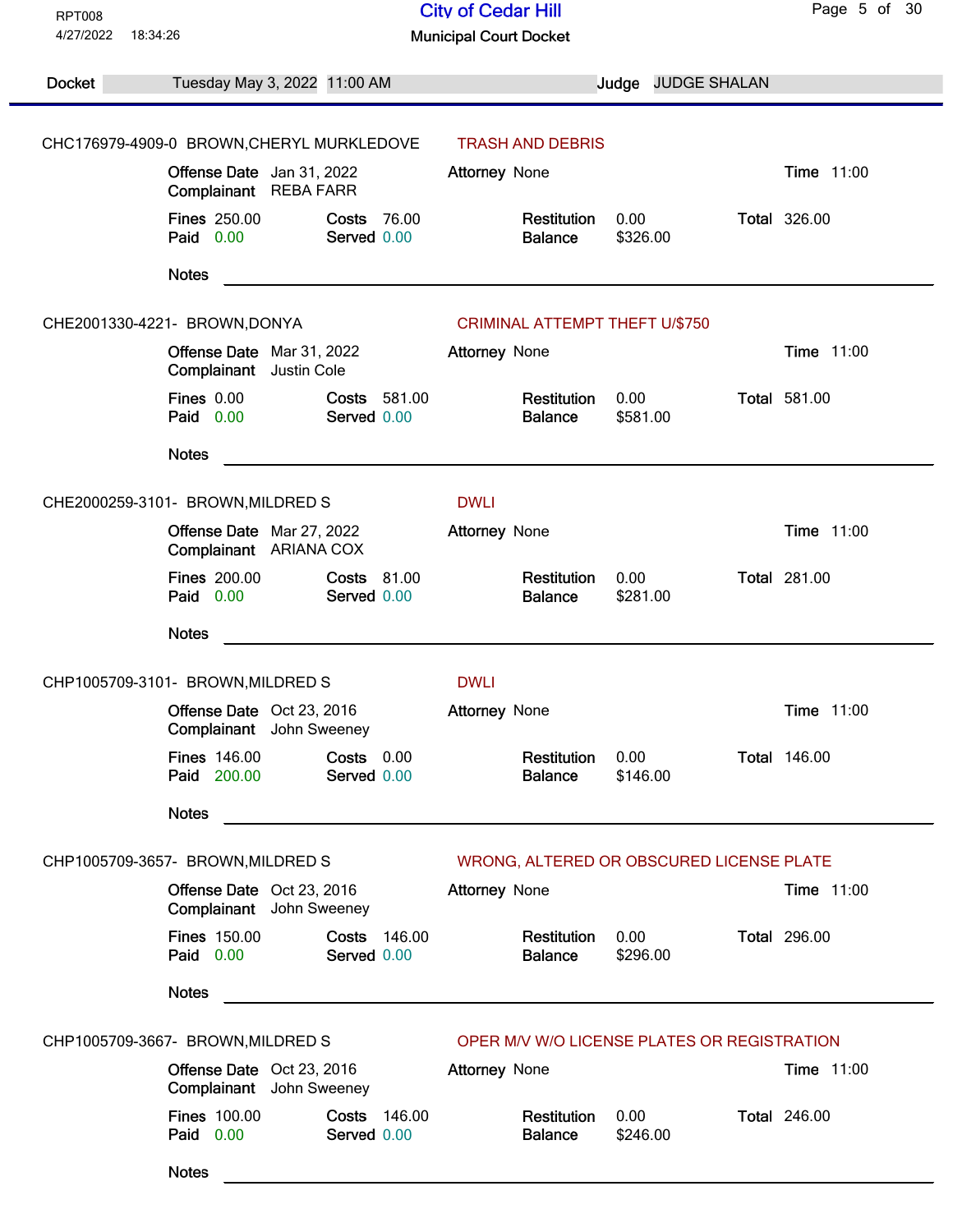RPT008
4/27/2022 18:34:26

# City of Cedar Hill

## Municipal Court Docket

**Docket** Tuesday May 3, 2022 11:00 AM **Judge** JUDGE SHALAN

---

**CHC176979-4909-0 BROWN,CHERYL MURKLEDOVE** — TRASH AND DEBRIS

| | | | | | | | |
|---|---|---|---|---|---|---|---|
| **Offense Date** | Jan 31, 2022 | **Attorney** | None | | | **Time** | 11:00 |
| **Complainant** | REBA FARR | | | | | | |
| **Fines** | 250.00 | **Costs** | 76.00 | **Restitution** | 0.00 | **Total** | 326.00 |
| **Paid** | 0.00 | **Served** | 0.00 | **Balance** | $326.00 | | |

**Notes** ______________________________

---

**CHE2001330-4221- BROWN,DONYA** — CRIMINAL ATTEMPT THEFT U/$750

| | | | | | | | |
|---|---|---|---|---|---|---|---|
| **Offense Date** | Mar 31, 2022 | **Attorney** | None | | | **Time** | 11:00 |
| **Complainant** | Justin Cole | | | | | | |
| **Fines** | 0.00 | **Costs** | 581.00 | **Restitution** | 0.00 | **Total** | 581.00 |
| **Paid** | 0.00 | **Served** | 0.00 | **Balance** | $581.00 | | |

**Notes** ______________________________

---

**CHE2000259-3101- BROWN,MILDRED S** — DWLI

| | | | | | | | |
|---|---|---|---|---|---|---|---|
| **Offense Date** | Mar 27, 2022 | **Attorney** | None | | | **Time** | 11:00 |
| **Complainant** | ARIANA COX | | | | | | |
| **Fines** | 200.00 | **Costs** | 81.00 | **Restitution** | 0.00 | **Total** | 281.00 |
| **Paid** | 0.00 | **Served** | 0.00 | **Balance** | $281.00 | | |

**Notes** ______________________________

---

**CHP1005709-3101- BROWN,MILDRED S** — DWLI

| | | | | | | | |
|---|---|---|---|---|---|---|---|
| **Offense Date** | Oct 23, 2016 | **Attorney** | None | | | **Time** | 11:00 |
| **Complainant** | John Sweeney | | | | | | |
| **Fines** | 146.00 | **Costs** | 0.00 | **Restitution** | 0.00 | **Total** | 146.00 |
| **Paid** | 200.00 | **Served** | 0.00 | **Balance** | $146.00 | | |

**Notes** ______________________________

---

**CHP1005709-3657- BROWN,MILDRED S** — WRONG, ALTERED OR OBSCURED LICENSE PLATE

| | | | | | | | |
|---|---|---|---|---|---|---|---|
| **Offense Date** | Oct 23, 2016 | **Attorney** | None | | | **Time** | 11:00 |
| **Complainant** | John Sweeney | | | | | | |
| **Fines** | 150.00 | **Costs** | 146.00 | **Restitution** | 0.00 | **Total** | 296.00 |
| **Paid** | 0.00 | **Served** | 0.00 | **Balance** | $296.00 | | |

**Notes** ______________________________

---

**CHP1005709-3667- BROWN,MILDRED S** — OPER M/V W/O LICENSE PLATES OR REGISTRATION

| | | | | | | | |
|---|---|---|---|---|---|---|---|
| **Offense Date** | Oct 23, 2016 | **Attorney** | None | | | **Time** | 11:00 |
| **Complainant** | John Sweeney | | | | | | |
| **Fines** | 100.00 | **Costs** | 146.00 | **Restitution** | 0.00 | **Total** | 246.00 |
| **Paid** | 0.00 | **Served** | 0.00 | **Balance** | $246.00 | | |

**Notes** ______________________________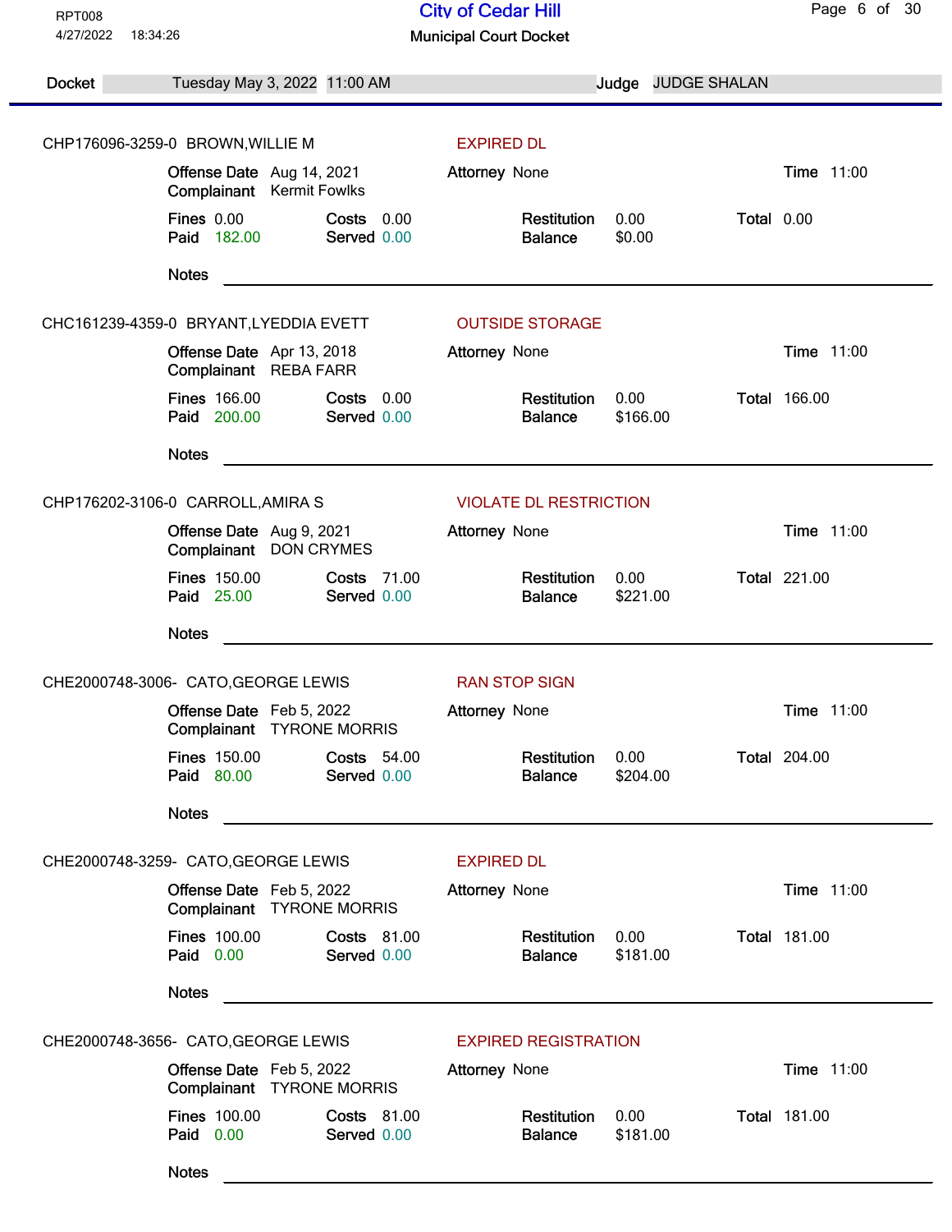RPT008
4/27/2022 18:34:26

# City of Cedar Hill

## Municipal Court Docket

**Docket** Tuesday May 3, 2022 11:00 AM **Judge** JUDGE SHALAN

---

**CHP176096-3259-0 BROWN,WILLIE M** — EXPIRED DL

| | | | | | | | |
|---|---|---|---|---|---|---|---|
| **Offense Date** | Aug 14, 2021 | **Attorney** | None | | | **Time** | 11:00 |
| **Complainant** | Kermit Fowlks | | | | | | |
| **Fines** | 0.00 | **Costs** | 0.00 | **Restitution** | 0.00 | **Total** | 0.00 |
| **Paid** | 182.00 | **Served** | 0.00 | **Balance** | $0.00 | | |

**Notes** \_\_\_\_\_\_\_\_\_\_\_\_\_\_\_\_\_\_\_\_\_\_\_\_\_\_\_\_\_\_\_\_\_\_\_\_\_\_\_\_\_\_\_\_\_\_\_\_\_\_\_\_\_\_\_\_\_\_\_\_\_\_\_\_

**CHC161239-4359-0 BRYANT,LYEDDIA EVETT** — OUTSIDE STORAGE

| | | | | | | | |
|---|---|---|---|---|---|---|---|
| **Offense Date** | Apr 13, 2018 | **Attorney** | None | | | **Time** | 11:00 |
| **Complainant** | REBA FARR | | | | | | |
| **Fines** | 166.00 | **Costs** | 0.00 | **Restitution** | 0.00 | **Total** | 166.00 |
| **Paid** | 200.00 | **Served** | 0.00 | **Balance** | $166.00 | | |

**Notes** \_\_\_\_\_\_\_\_\_\_\_\_\_\_\_\_\_\_\_\_\_\_\_\_\_\_\_\_\_\_\_\_\_\_\_\_\_\_\_\_\_\_\_\_\_\_\_\_\_\_\_\_\_\_\_\_\_\_\_\_\_\_\_\_

**CHP176202-3106-0 CARROLL,AMIRA S** — VIOLATE DL RESTRICTION

| | | | | | | | |
|---|---|---|---|---|---|---|---|
| **Offense Date** | Aug 9, 2021 | **Attorney** | None | | | **Time** | 11:00 |
| **Complainant** | DON CRYMES | | | | | | |
| **Fines** | 150.00 | **Costs** | 71.00 | **Restitution** | 0.00 | **Total** | 221.00 |
| **Paid** | 25.00 | **Served** | 0.00 | **Balance** | $221.00 | | |

**Notes** \_\_\_\_\_\_\_\_\_\_\_\_\_\_\_\_\_\_\_\_\_\_\_\_\_\_\_\_\_\_\_\_\_\_\_\_\_\_\_\_\_\_\_\_\_\_\_\_\_\_\_\_\_\_\_\_\_\_\_\_\_\_\_\_

**CHE2000748-3006- CATO,GEORGE LEWIS** — RAN STOP SIGN

| | | | | | | | |
|---|---|---|---|---|---|---|---|
| **Offense Date** | Feb 5, 2022 | **Attorney** | None | | | **Time** | 11:00 |
| **Complainant** | TYRONE MORRIS | | | | | | |
| **Fines** | 150.00 | **Costs** | 54.00 | **Restitution** | 0.00 | **Total** | 204.00 |
| **Paid** | 80.00 | **Served** | 0.00 | **Balance** | $204.00 | | |

**Notes** \_\_\_\_\_\_\_\_\_\_\_\_\_\_\_\_\_\_\_\_\_\_\_\_\_\_\_\_\_\_\_\_\_\_\_\_\_\_\_\_\_\_\_\_\_\_\_\_\_\_\_\_\_\_\_\_\_\_\_\_\_\_\_\_

**CHE2000748-3259- CATO,GEORGE LEWIS** — EXPIRED DL

| | | | | | | | |
|---|---|---|---|---|---|---|---|
| **Offense Date** | Feb 5, 2022 | **Attorney** | None | | | **Time** | 11:00 |
| **Complainant** | TYRONE MORRIS | | | | | | |
| **Fines** | 100.00 | **Costs** | 81.00 | **Restitution** | 0.00 | **Total** | 181.00 |
| **Paid** | 0.00 | **Served** | 0.00 | **Balance** | $181.00 | | |

**Notes** \_\_\_\_\_\_\_\_\_\_\_\_\_\_\_\_\_\_\_\_\_\_\_\_\_\_\_\_\_\_\_\_\_\_\_\_\_\_\_\_\_\_\_\_\_\_\_\_\_\_\_\_\_\_\_\_\_\_\_\_\_\_\_\_

**CHE2000748-3656- CATO,GEORGE LEWIS** — EXPIRED REGISTRATION

| | | | | | | | |
|---|---|---|---|---|---|---|---|
| **Offense Date** | Feb 5, 2022 | **Attorney** | None | | | **Time** | 11:00 |
| **Complainant** | TYRONE MORRIS | | | | | | |
| **Fines** | 100.00 | **Costs** | 81.00 | **Restitution** | 0.00 | **Total** | 181.00 |
| **Paid** | 0.00 | **Served** | 0.00 | **Balance** | $181.00 | | |

**Notes** \_\_\_\_\_\_\_\_\_\_\_\_\_\_\_\_\_\_\_\_\_\_\_\_\_\_\_\_\_\_\_\_\_\_\_\_\_\_\_\_\_\_\_\_\_\_\_\_\_\_\_\_\_\_\_\_\_\_\_\_\_\_\_\_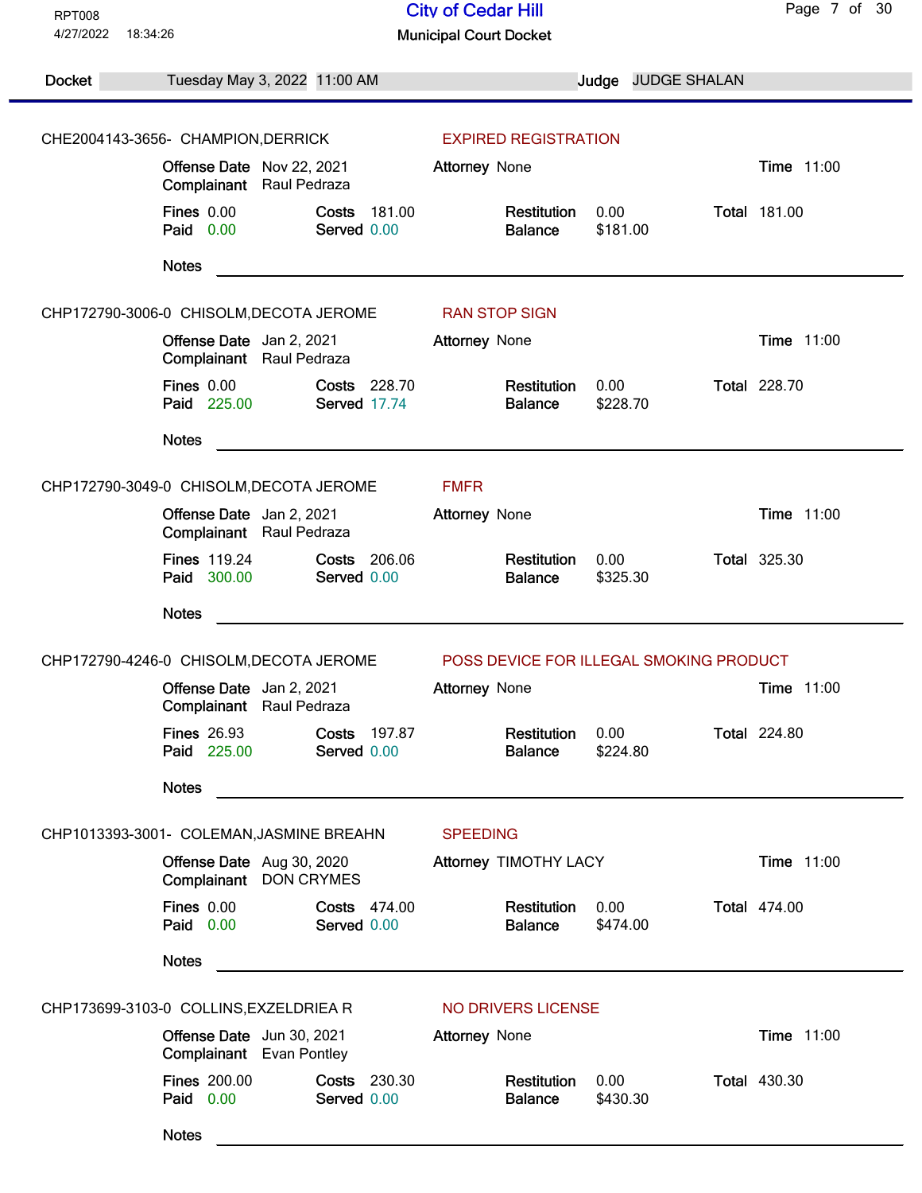RPT008
4/27/2022 18:34:26

# City of Cedar Hill

## Municipal Court Docket

**Docket** Tuesday May 3, 2022 11:00 AM **Judge** JUDGE SHALAN

---

**CHE2004143-3656-** CHAMPION,DERRICK — **EXPIRED REGISTRATION**

**Offense Date** Nov 22, 2021 **Attorney** None **Time** 11:00
**Complainant** Raul Pedraza

| Fines | 0.00 | Costs | 181.00 | Restitution | 0.00 | Total | 181.00 |
|---|---|---|---|---|---|---|---|
| Paid | 0.00 | Served | 0.00 | Balance | $181.00 | | |

**Notes**

---

**CHP172790-3006-0** CHISOLM,DECOTA JEROME — **RAN STOP SIGN**

**Offense Date** Jan 2, 2021 **Attorney** None **Time** 11:00
**Complainant** Raul Pedraza

| Fines | 0.00 | Costs | 228.70 | Restitution | 0.00 | Total | 228.70 |
|---|---|---|---|---|---|---|---|
| Paid | 225.00 | Served | 17.74 | Balance | $228.70 | | |

**Notes**

---

**CHP172790-3049-0** CHISOLM,DECOTA JEROME — **FMFR**

**Offense Date** Jan 2, 2021 **Attorney** None **Time** 11:00
**Complainant** Raul Pedraza

| Fines | 119.24 | Costs | 206.06 | Restitution | 0.00 | Total | 325.30 |
|---|---|---|---|---|---|---|---|
| Paid | 300.00 | Served | 0.00 | Balance | $325.30 | | |

**Notes**

---

**CHP172790-4246-0** CHISOLM,DECOTA JEROME — **POSS DEVICE FOR ILLEGAL SMOKING PRODUCT**

**Offense Date** Jan 2, 2021 **Attorney** None **Time** 11:00
**Complainant** Raul Pedraza

| Fines | 26.93 | Costs | 197.87 | Restitution | 0.00 | Total | 224.80 |
|---|---|---|---|---|---|---|---|
| Paid | 225.00 | Served | 0.00 | Balance | $224.80 | | |

**Notes**

---

**CHP1013393-3001-** COLEMAN,JASMINE BREAHN — **SPEEDING**

**Offense Date** Aug 30, 2020 **Attorney** TIMOTHY LACY **Time** 11:00
**Complainant** DON CRYMES

| Fines | 0.00 | Costs | 474.00 | Restitution | 0.00 | Total | 474.00 |
|---|---|---|---|---|---|---|---|
| Paid | 0.00 | Served | 0.00 | Balance | $474.00 | | |

**Notes**

---

**CHP173699-3103-0** COLLINS,EXZELDRIEA R — **NO DRIVERS LICENSE**

**Offense Date** Jun 30, 2021 **Attorney** None **Time** 11:00
**Complainant** Evan Pontley

| Fines | 200.00 | Costs | 230.30 | Restitution | 0.00 | Total | 430.30 |
|---|---|---|---|---|---|---|---|
| Paid | 0.00 | Served | 0.00 | Balance | $430.30 | | |

**Notes**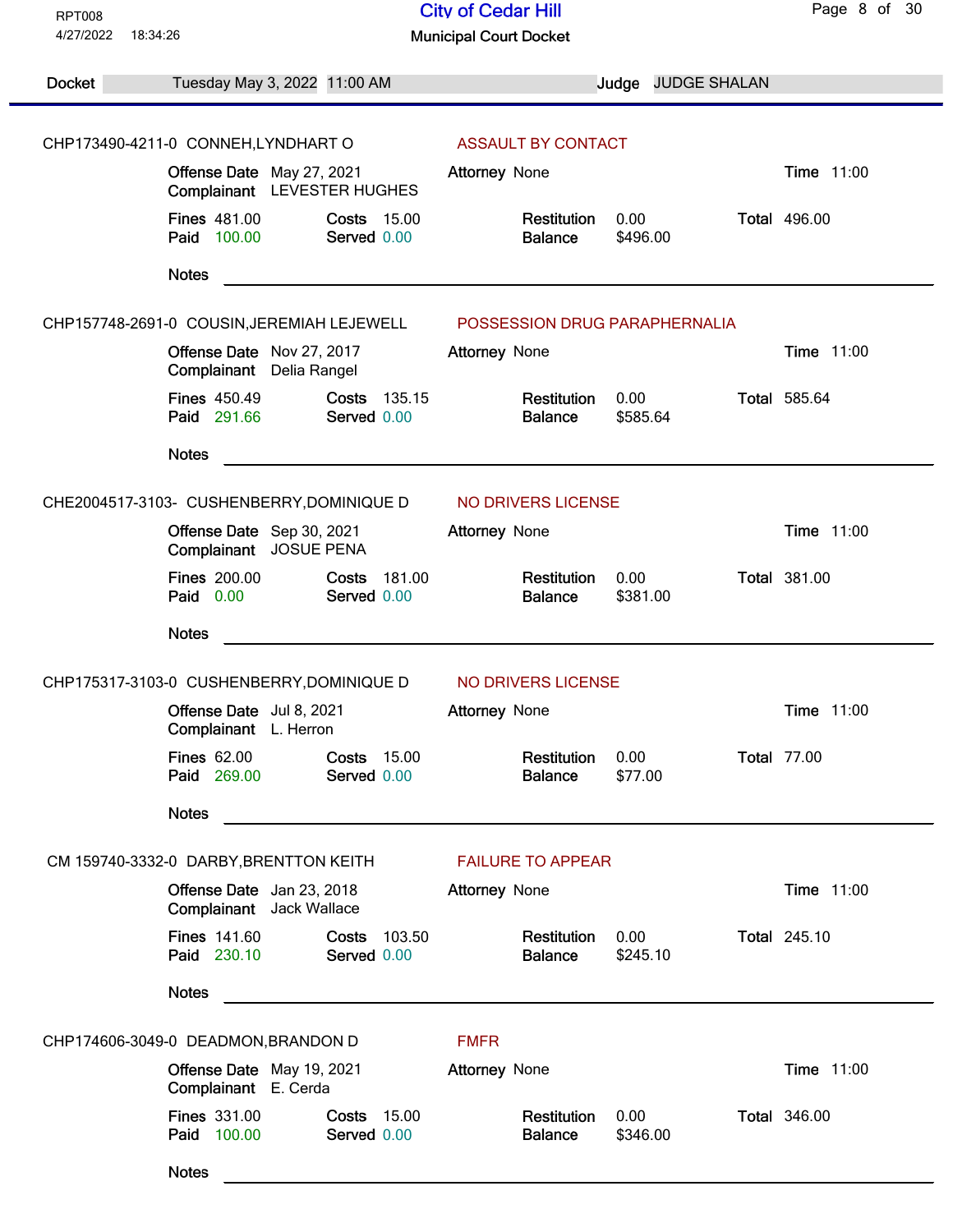RPT008
4/27/2022 18:34:26

# City of Cedar Hill

## Municipal Court Docket

**Docket** Tuesday May 3, 2022 11:00 AM **Judge** JUDGE SHALAN

---

**CHP173490-4211-0 CONNEH,LYNDHART O** — ASSAULT BY CONTACT

| | | | | | | | |
|---|---|---|---|---|---|---|---|
| **Offense Date** | May 27, 2021 | **Attorney** | None | | | **Time** | 11:00 |
| **Complainant** | LEVESTER HUGHES | | | | | | |
| **Fines** | 481.00 | **Costs** | 15.00 | **Restitution** | 0.00 | **Total** | 496.00 |
| **Paid** | 100.00 | **Served** | 0.00 | **Balance** | $496.00 | | |

**Notes** ______________________________

---

**CHP157748-2691-0 COUSIN,JEREMIAH LEJEWELL** — POSSESSION DRUG PARAPHERNALIA

| | | | | | | | |
|---|---|---|---|---|---|---|---|
| **Offense Date** | Nov 27, 2017 | **Attorney** | None | | | **Time** | 11:00 |
| **Complainant** | Delia Rangel | | | | | | |
| **Fines** | 450.49 | **Costs** | 135.15 | **Restitution** | 0.00 | **Total** | 585.64 |
| **Paid** | 291.66 | **Served** | 0.00 | **Balance** | $585.64 | | |

**Notes** ______________________________

---

**CHE2004517-3103- CUSHENBERRY,DOMINIQUE D** — NO DRIVERS LICENSE

| | | | | | | | |
|---|---|---|---|---|---|---|---|
| **Offense Date** | Sep 30, 2021 | **Attorney** | None | | | **Time** | 11:00 |
| **Complainant** | JOSUE PENA | | | | | | |
| **Fines** | 200.00 | **Costs** | 181.00 | **Restitution** | 0.00 | **Total** | 381.00 |
| **Paid** | 0.00 | **Served** | 0.00 | **Balance** | $381.00 | | |

**Notes** ______________________________

---

**CHP175317-3103-0 CUSHENBERRY,DOMINIQUE D** — NO DRIVERS LICENSE

| | | | | | | | |
|---|---|---|---|---|---|---|---|
| **Offense Date** | Jul 8, 2021 | **Attorney** | None | | | **Time** | 11:00 |
| **Complainant** | L. Herron | | | | | | |
| **Fines** | 62.00 | **Costs** | 15.00 | **Restitution** | 0.00 | **Total** | 77.00 |
| **Paid** | 269.00 | **Served** | 0.00 | **Balance** | $77.00 | | |

**Notes** ______________________________

---

**CM 159740-3332-0 DARBY,BRENTTON KEITH** — FAILURE TO APPEAR

| | | | | | | | |
|---|---|---|---|---|---|---|---|
| **Offense Date** | Jan 23, 2018 | **Attorney** | None | | | **Time** | 11:00 |
| **Complainant** | Jack Wallace | | | | | | |
| **Fines** | 141.60 | **Costs** | 103.50 | **Restitution** | 0.00 | **Total** | 245.10 |
| **Paid** | 230.10 | **Served** | 0.00 | **Balance** | $245.10 | | |

**Notes** ______________________________

---

**CHP174606-3049-0 DEADMON,BRANDON D** — FMFR

| | | | | | | | |
|---|---|---|---|---|---|---|---|
| **Offense Date** | May 19, 2021 | **Attorney** | None | | | **Time** | 11:00 |
| **Complainant** | E. Cerda | | | | | | |
| **Fines** | 331.00 | **Costs** | 15.00 | **Restitution** | 0.00 | **Total** | 346.00 |
| **Paid** | 100.00 | **Served** | 0.00 | **Balance** | $346.00 | | |

**Notes** ______________________________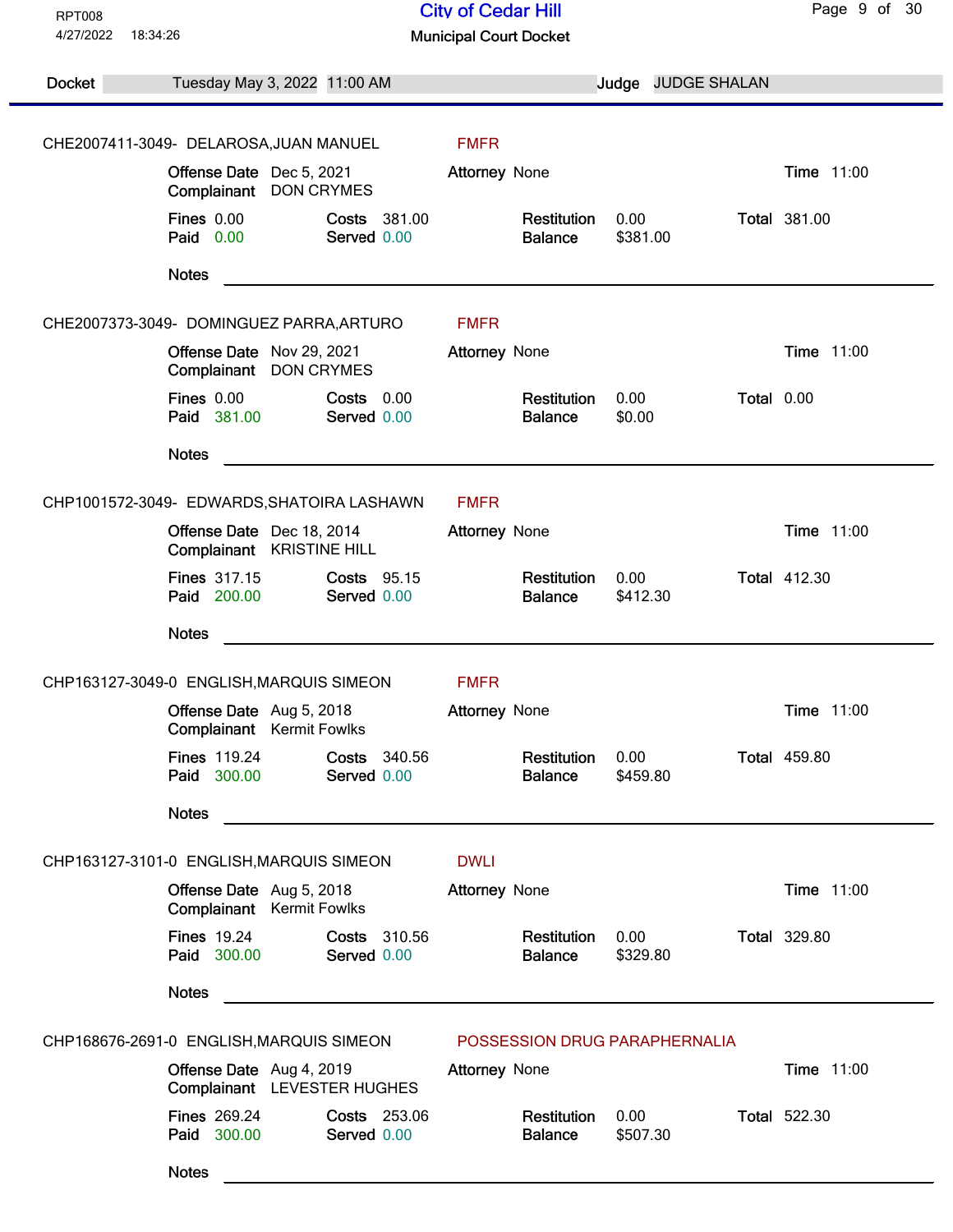# City of Cedar Hill

## Municipal Court Docket

RPT008
4/27/2022 18:34:26

**Docket** Tuesday May 3, 2022 11:00 AM **Judge** JUDGE SHALAN

---

**CHE2007411-3049- DELAROSA,JUAN MANUEL** FMFR

| | | | | | | | |
|---|---|---|---|---|---|---|---|
| **Offense Date** | Dec 5, 2021 | **Attorney** | None | | | **Time** | 11:00 |
| **Complainant** | DON CRYMES | | | | | | |
| **Fines** | 0.00 | **Costs** | 381.00 | **Restitution** | 0.00 | **Total** | 381.00 |
| **Paid** | 0.00 | **Served** | 0.00 | **Balance** | $381.00 | | |

**Notes** \_\_\_\_\_\_\_\_\_\_\_\_\_\_\_\_\_\_\_\_

---

**CHE2007373-3049- DOMINGUEZ PARRA,ARTURO** FMFR

| | | | | | | | |
|---|---|---|---|---|---|---|---|
| **Offense Date** | Nov 29, 2021 | **Attorney** | None | | | **Time** | 11:00 |
| **Complainant** | DON CRYMES | | | | | | |
| **Fines** | 0.00 | **Costs** | 0.00 | **Restitution** | 0.00 | **Total** | 0.00 |
| **Paid** | 381.00 | **Served** | 0.00 | **Balance** | $0.00 | | |

**Notes** \_\_\_\_\_\_\_\_\_\_\_\_\_\_\_\_\_\_\_\_

---

**CHP1001572-3049- EDWARDS,SHATOIRA LASHAWN** FMFR

| | | | | | | | |
|---|---|---|---|---|---|---|---|
| **Offense Date** | Dec 18, 2014 | **Attorney** | None | | | **Time** | 11:00 |
| **Complainant** | KRISTINE HILL | | | | | | |
| **Fines** | 317.15 | **Costs** | 95.15 | **Restitution** | 0.00 | **Total** | 412.30 |
| **Paid** | 200.00 | **Served** | 0.00 | **Balance** | $412.30 | | |

**Notes** \_\_\_\_\_\_\_\_\_\_\_\_\_\_\_\_\_\_\_\_

---

**CHP163127-3049-0 ENGLISH,MARQUIS SIMEON** FMFR

| | | | | | | | |
|---|---|---|---|---|---|---|---|
| **Offense Date** | Aug 5, 2018 | **Attorney** | None | | | **Time** | 11:00 |
| **Complainant** | Kermit Fowlks | | | | | | |
| **Fines** | 119.24 | **Costs** | 340.56 | **Restitution** | 0.00 | **Total** | 459.80 |
| **Paid** | 300.00 | **Served** | 0.00 | **Balance** | $459.80 | | |

**Notes** \_\_\_\_\_\_\_\_\_\_\_\_\_\_\_\_\_\_\_\_

---

**CHP163127-3101-0 ENGLISH,MARQUIS SIMEON** DWLI

| | | | | | | | |
|---|---|---|---|---|---|---|---|
| **Offense Date** | Aug 5, 2018 | **Attorney** | None | | | **Time** | 11:00 |
| **Complainant** | Kermit Fowlks | | | | | | |
| **Fines** | 19.24 | **Costs** | 310.56 | **Restitution** | 0.00 | **Total** | 329.80 |
| **Paid** | 300.00 | **Served** | 0.00 | **Balance** | $329.80 | | |

**Notes** \_\_\_\_\_\_\_\_\_\_\_\_\_\_\_\_\_\_\_\_

---

**CHP168676-2691-0 ENGLISH,MARQUIS SIMEON** POSSESSION DRUG PARAPHERNALIA

| | | | | | | | |
|---|---|---|---|---|---|---|---|
| **Offense Date** | Aug 4, 2019 | **Attorney** | None | | | **Time** | 11:00 |
| **Complainant** | LEVESTER HUGHES | | | | | | |
| **Fines** | 269.24 | **Costs** | 253.06 | **Restitution** | 0.00 | **Total** | 522.30 |
| **Paid** | 300.00 | **Served** | 0.00 | **Balance** | $507.30 | | |

**Notes** \_\_\_\_\_\_\_\_\_\_\_\_\_\_\_\_\_\_\_\_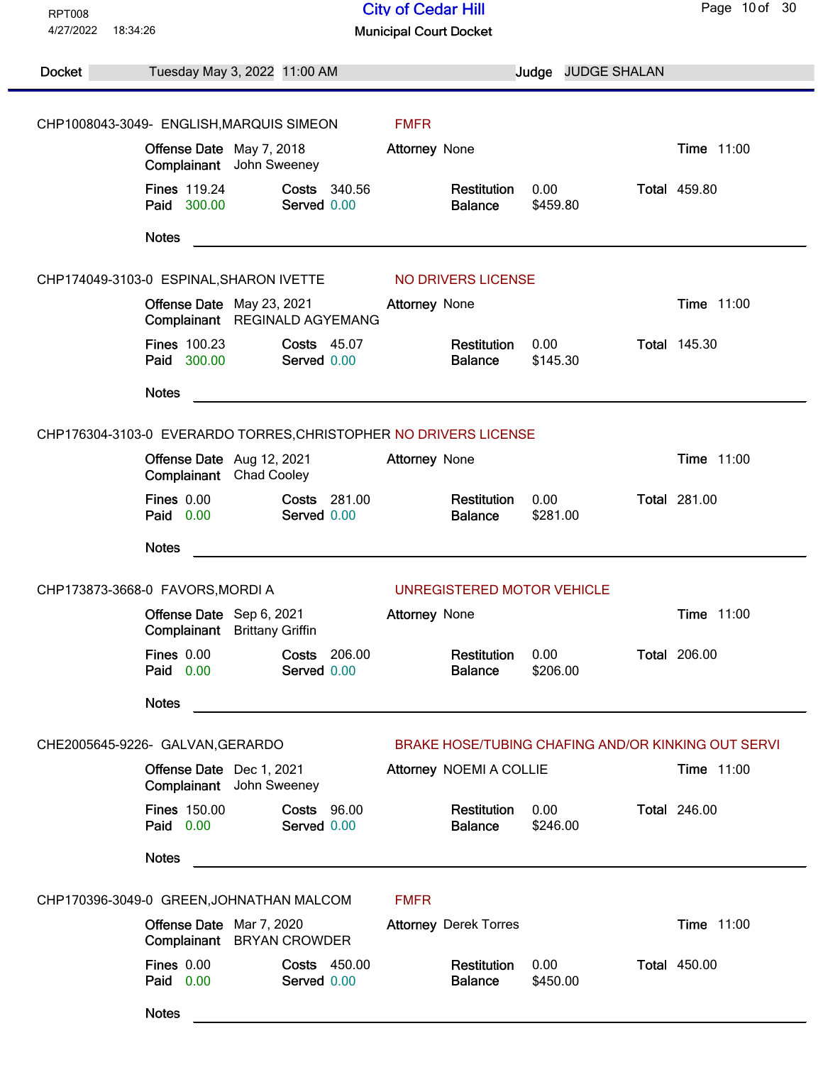RPT008
4/27/2022 18:34:26

# City of Cedar Hill

## Municipal Court Docket

**Docket** Tuesday May 3, 2022 11:00 AM **Judge** JUDGE SHALAN

---

**CHP1008043-3049-** ENGLISH,MARQUIS SIMEON — FMFR

**Offense Date** May 7, 2018 **Attorney** None **Time** 11:00
**Complainant** John Sweeney

**Fines** 119.24 **Costs** 340.56 **Restitution** 0.00 **Total** 459.80
**Paid** 300.00 **Served** 0.00 **Balance** $459.80

**Notes** ______________________________

---

**CHP174049-3103-0** ESPINAL,SHARON IVETTE — NO DRIVERS LICENSE

**Offense Date** May 23, 2021 **Attorney** None **Time** 11:00
**Complainant** REGINALD AGYEMANG

**Fines** 100.23 **Costs** 45.07 **Restitution** 0.00 **Total** 145.30
**Paid** 300.00 **Served** 0.00 **Balance** $145.30

**Notes** ______________________________

---

**CHP176304-3103-0** EVERARDO TORRES,CHRISTOPHER — NO DRIVERS LICENSE

**Offense Date** Aug 12, 2021 **Attorney** None **Time** 11:00
**Complainant** Chad Cooley

**Fines** 0.00 **Costs** 281.00 **Restitution** 0.00 **Total** 281.00
**Paid** 0.00 **Served** 0.00 **Balance** $281.00

**Notes** ______________________________

---

**CHP173873-3668-0** FAVORS,MORDI A — UNREGISTERED MOTOR VEHICLE

**Offense Date** Sep 6, 2021 **Attorney** None **Time** 11:00
**Complainant** Brittany Griffin

**Fines** 0.00 **Costs** 206.00 **Restitution** 0.00 **Total** 206.00
**Paid** 0.00 **Served** 0.00 **Balance** $206.00

**Notes** ______________________________

---

**CHE2005645-9226-** GALVAN,GERARDO — BRAKE HOSE/TUBING CHAFING AND/OR KINKING OUT SERVI

**Offense Date** Dec 1, 2021 **Attorney** NOEMI A COLLIE **Time** 11:00
**Complainant** John Sweeney

**Fines** 150.00 **Costs** 96.00 **Restitution** 0.00 **Total** 246.00
**Paid** 0.00 **Served** 0.00 **Balance** $246.00

**Notes** ______________________________

---

**CHP170396-3049-0** GREEN,JOHNATHAN MALCOM — FMFR

**Offense Date** Mar 7, 2020 **Attorney** Derek Torres **Time** 11:00
**Complainant** BRYAN CROWDER

**Fines** 0.00 **Costs** 450.00 **Restitution** 0.00 **Total** 450.00
**Paid** 0.00 **Served** 0.00 **Balance** $450.00

**Notes** ______________________________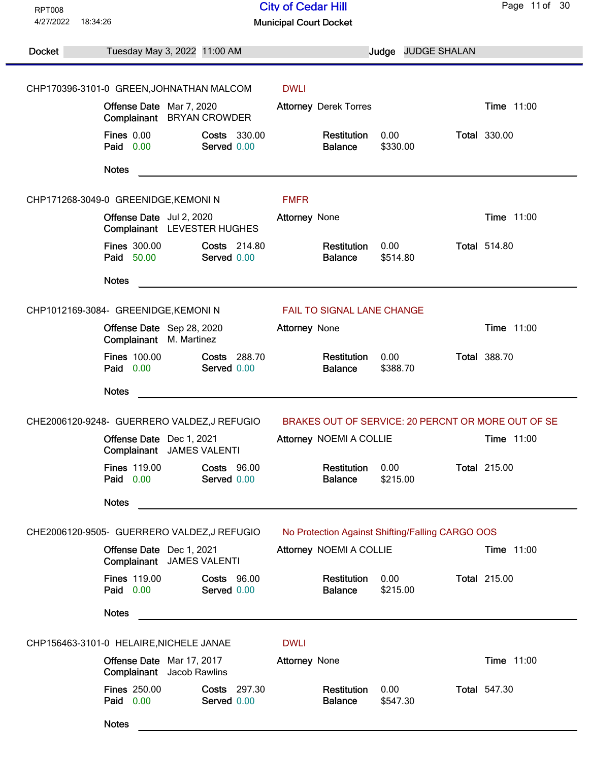RPT008
4/27/2022 18:34:26

# City of Cedar Hill

## Municipal Court Docket

**Docket** Tuesday May 3, 2022 11:00 AM **Judge** JUDGE SHALAN

---

**CHP170396-3101-0 GREEN,JOHNATHAN MALCOM** DWLI

**Offense Date** Mar 7, 2020 **Attorney** Derek Torres **Time** 11:00
**Complainant** BRYAN CROWDER

| Fines | 0.00 | Costs | 330.00 | Restitution | 0.00 | Total | 330.00 |
|---|---|---|---|---|---|---|---|
| Paid | 0.00 | Served | 0.00 | Balance | $330.00 | | |

**Notes**

---

**CHP171268-3049-0 GREENIDGE,KEMONI N** FMFR

**Offense Date** Jul 2, 2020 **Attorney** None **Time** 11:00
**Complainant** LEVESTER HUGHES

| Fines | 300.00 | Costs | 214.80 | Restitution | 0.00 | Total | 514.80 |
|---|---|---|---|---|---|---|---|
| Paid | 50.00 | Served | 0.00 | Balance | $514.80 | | |

**Notes**

---

**CHP1012169-3084- GREENIDGE,KEMONI N** FAIL TO SIGNAL LANE CHANGE

**Offense Date** Sep 28, 2020 **Attorney** None **Time** 11:00
**Complainant** M. Martinez

| Fines | 100.00 | Costs | 288.70 | Restitution | 0.00 | Total | 388.70 |
|---|---|---|---|---|---|---|---|
| Paid | 0.00 | Served | 0.00 | Balance | $388.70 | | |

**Notes**

---

**CHE2006120-9248- GUERRERO VALDEZ,J REFUGIO** BRAKES OUT OF SERVICE: 20 PERCNT OR MORE OUT OF SE

**Offense Date** Dec 1, 2021 **Attorney** NOEMI A COLLIE **Time** 11:00
**Complainant** JAMES VALENTI

| Fines | 119.00 | Costs | 96.00 | Restitution | 0.00 | Total | 215.00 |
|---|---|---|---|---|---|---|---|
| Paid | 0.00 | Served | 0.00 | Balance | $215.00 | | |

**Notes**

---

**CHE2006120-9505- GUERRERO VALDEZ,J REFUGIO** No Protection Against Shifting/Falling CARGO OOS

**Offense Date** Dec 1, 2021 **Attorney** NOEMI A COLLIE **Time** 11:00
**Complainant** JAMES VALENTI

| Fines | 119.00 | Costs | 96.00 | Restitution | 0.00 | Total | 215.00 |
|---|---|---|---|---|---|---|---|
| Paid | 0.00 | Served | 0.00 | Balance | $215.00 | | |

**Notes**

---

**CHP156463-3101-0 HELAIRE,NICHELE JANAE** DWLI

**Offense Date** Mar 17, 2017 **Attorney** None **Time** 11:00
**Complainant** Jacob Rawlins

| Fines | 250.00 | Costs | 297.30 | Restitution | 0.00 | Total | 547.30 |
|---|---|---|---|---|---|---|---|
| Paid | 0.00 | Served | 0.00 | Balance | $547.30 | | |

**Notes**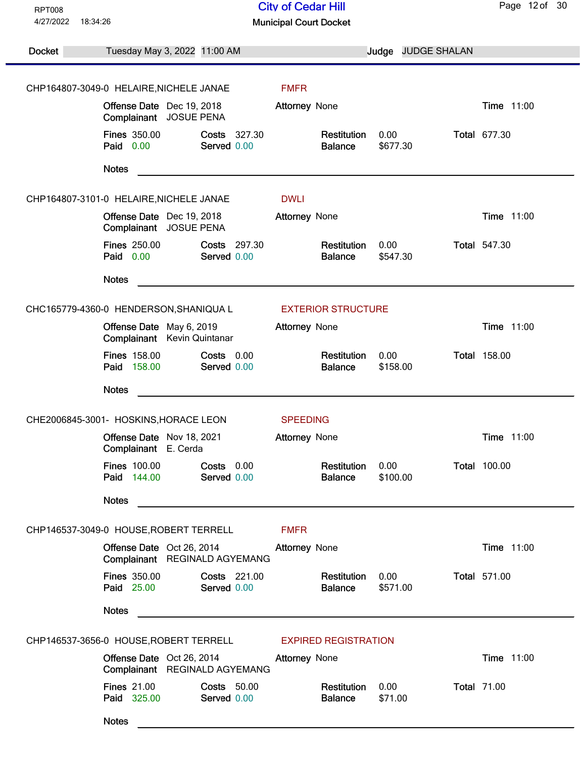# City of Cedar Hill

## Municipal Court Docket

RPT008
4/27/2022 18:34:26

**Docket** Tuesday May 3, 2022 11:00 AM **Judge** JUDGE SHALAN

---

**CHP164807-3049-0 HELAIRE,NICHELE JANAE** — FMFR

| | | | | | | | |
|---|---|---|---|---|---|---|---|
| **Offense Date** | Dec 19, 2018 | **Attorney** | None | | | **Time** | 11:00 |
| **Complainant** | JOSUE PENA | | | | | | |
| **Fines** | 350.00 | **Costs** | 327.30 | **Restitution** | 0.00 | **Total** | 677.30 |
| **Paid** | 0.00 | **Served** | 0.00 | **Balance** | $677.30 | | |

**Notes** ______________________________

---

**CHP164807-3101-0 HELAIRE,NICHELE JANAE** — DWLI

| | | | | | | | |
|---|---|---|---|---|---|---|---|
| **Offense Date** | Dec 19, 2018 | **Attorney** | None | | | **Time** | 11:00 |
| **Complainant** | JOSUE PENA | | | | | | |
| **Fines** | 250.00 | **Costs** | 297.30 | **Restitution** | 0.00 | **Total** | 547.30 |
| **Paid** | 0.00 | **Served** | 0.00 | **Balance** | $547.30 | | |

**Notes** ______________________________

---

**CHC165779-4360-0 HENDERSON,SHANIQUA L** — EXTERIOR STRUCTURE

| | | | | | | | |
|---|---|---|---|---|---|---|---|
| **Offense Date** | May 6, 2019 | **Attorney** | None | | | **Time** | 11:00 |
| **Complainant** | Kevin Quintanar | | | | | | |
| **Fines** | 158.00 | **Costs** | 0.00 | **Restitution** | 0.00 | **Total** | 158.00 |
| **Paid** | 158.00 | **Served** | 0.00 | **Balance** | $158.00 | | |

**Notes** ______________________________

---

**CHE2006845-3001- HOSKINS,HORACE LEON** — SPEEDING

| | | | | | | | |
|---|---|---|---|---|---|---|---|
| **Offense Date** | Nov 18, 2021 | **Attorney** | None | | | **Time** | 11:00 |
| **Complainant** | E. Cerda | | | | | | |
| **Fines** | 100.00 | **Costs** | 0.00 | **Restitution** | 0.00 | **Total** | 100.00 |
| **Paid** | 144.00 | **Served** | 0.00 | **Balance** | $100.00 | | |

**Notes** ______________________________

---

**CHP146537-3049-0 HOUSE,ROBERT TERRELL** — FMFR

| | | | | | | | |
|---|---|---|---|---|---|---|---|
| **Offense Date** | Oct 26, 2014 | **Attorney** | None | | | **Time** | 11:00 |
| **Complainant** | REGINALD AGYEMANG | | | | | | |
| **Fines** | 350.00 | **Costs** | 221.00 | **Restitution** | 0.00 | **Total** | 571.00 |
| **Paid** | 25.00 | **Served** | 0.00 | **Balance** | $571.00 | | |

**Notes** ______________________________

---

**CHP146537-3656-0 HOUSE,ROBERT TERRELL** — EXPIRED REGISTRATION

| | | | | | | | |
|---|---|---|---|---|---|---|---|
| **Offense Date** | Oct 26, 2014 | **Attorney** | None | | | **Time** | 11:00 |
| **Complainant** | REGINALD AGYEMANG | | | | | | |
| **Fines** | 21.00 | **Costs** | 50.00 | **Restitution** | 0.00 | **Total** | 71.00 |
| **Paid** | 325.00 | **Served** | 0.00 | **Balance** | $71.00 | | |

**Notes** ______________________________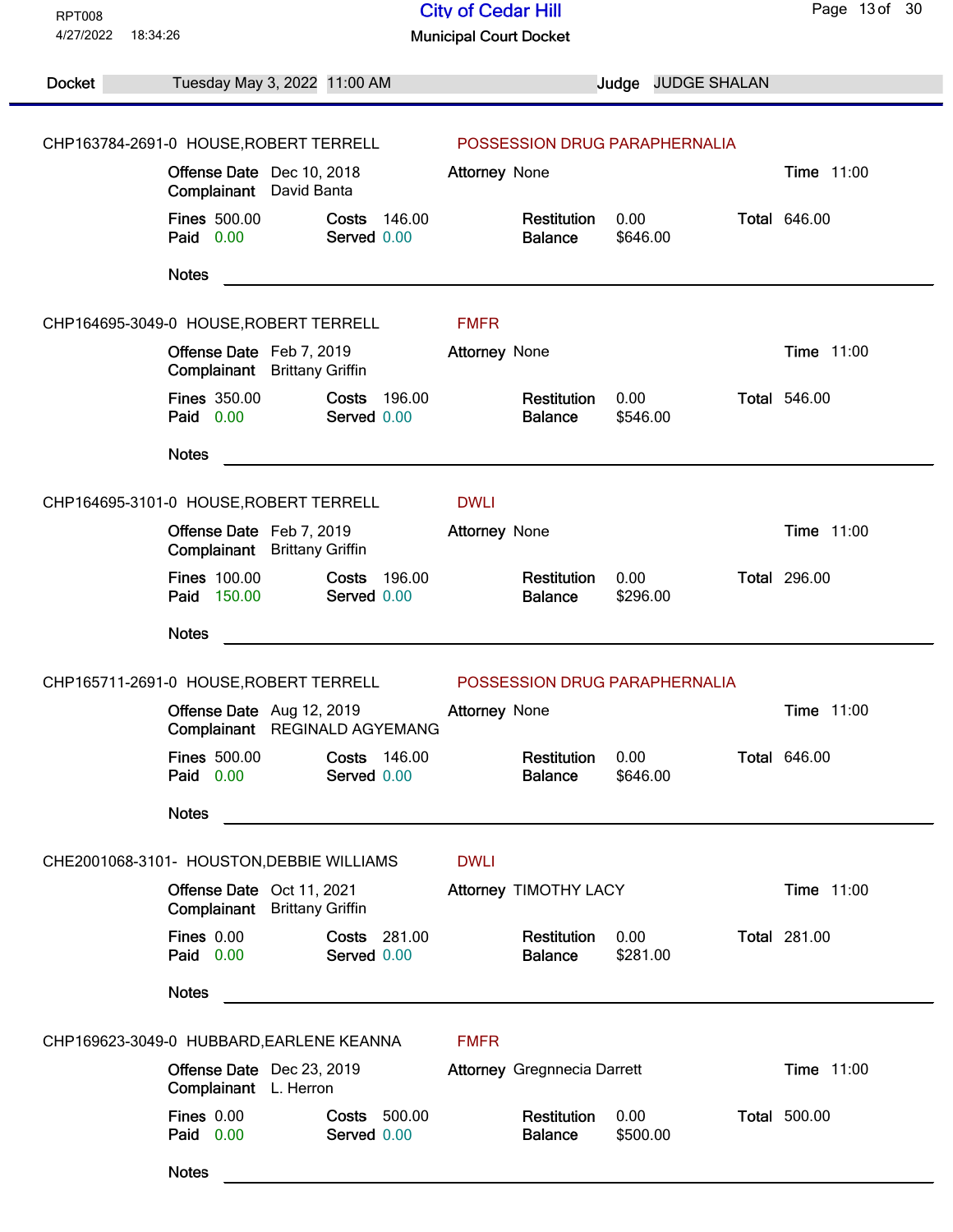RPT008
4/27/2022 18:34:26

# City of Cedar Hill

## Municipal Court Docket

**Docket** Tuesday May 3, 2022 11:00 AM **Judge** JUDGE SHALAN

---

**CHP163784-2691-0 HOUSE,ROBERT TERRELL** — POSSESSION DRUG PARAPHERNALIA

**Offense Date** Dec 10, 2018 **Attorney** None **Time** 11:00
**Complainant** David Banta

**Fines** 500.00 **Costs** 146.00 **Restitution** 0.00 **Total** 646.00
**Paid** 0.00 **Served** 0.00 **Balance** $646.00

**Notes**

---

**CHP164695-3049-0 HOUSE,ROBERT TERRELL** — FMFR

**Offense Date** Feb 7, 2019 **Attorney** None **Time** 11:00
**Complainant** Brittany Griffin

**Fines** 350.00 **Costs** 196.00 **Restitution** 0.00 **Total** 546.00
**Paid** 0.00 **Served** 0.00 **Balance** $546.00

**Notes**

---

**CHP164695-3101-0 HOUSE,ROBERT TERRELL** — DWLI

**Offense Date** Feb 7, 2019 **Attorney** None **Time** 11:00
**Complainant** Brittany Griffin

**Fines** 100.00 **Costs** 196.00 **Restitution** 0.00 **Total** 296.00
**Paid** 150.00 **Served** 0.00 **Balance** $296.00

**Notes**

---

**CHP165711-2691-0 HOUSE,ROBERT TERRELL** — POSSESSION DRUG PARAPHERNALIA

**Offense Date** Aug 12, 2019 **Attorney** None **Time** 11:00
**Complainant** REGINALD AGYEMANG

**Fines** 500.00 **Costs** 146.00 **Restitution** 0.00 **Total** 646.00
**Paid** 0.00 **Served** 0.00 **Balance** $646.00

**Notes**

---

**CHE2001068-3101- HOUSTON,DEBBIE WILLIAMS** — DWLI

**Offense Date** Oct 11, 2021 **Attorney** TIMOTHY LACY **Time** 11:00
**Complainant** Brittany Griffin

**Fines** 0.00 **Costs** 281.00 **Restitution** 0.00 **Total** 281.00
**Paid** 0.00 **Served** 0.00 **Balance** $281.00

**Notes**

---

**CHP169623-3049-0 HUBBARD,EARLENE KEANNA** — FMFR

**Offense Date** Dec 23, 2019 **Attorney** Gregnnecia Darrett **Time** 11:00
**Complainant** L. Herron

**Fines** 0.00 **Costs** 500.00 **Restitution** 0.00 **Total** 500.00
**Paid** 0.00 **Served** 0.00 **Balance** $500.00

**Notes**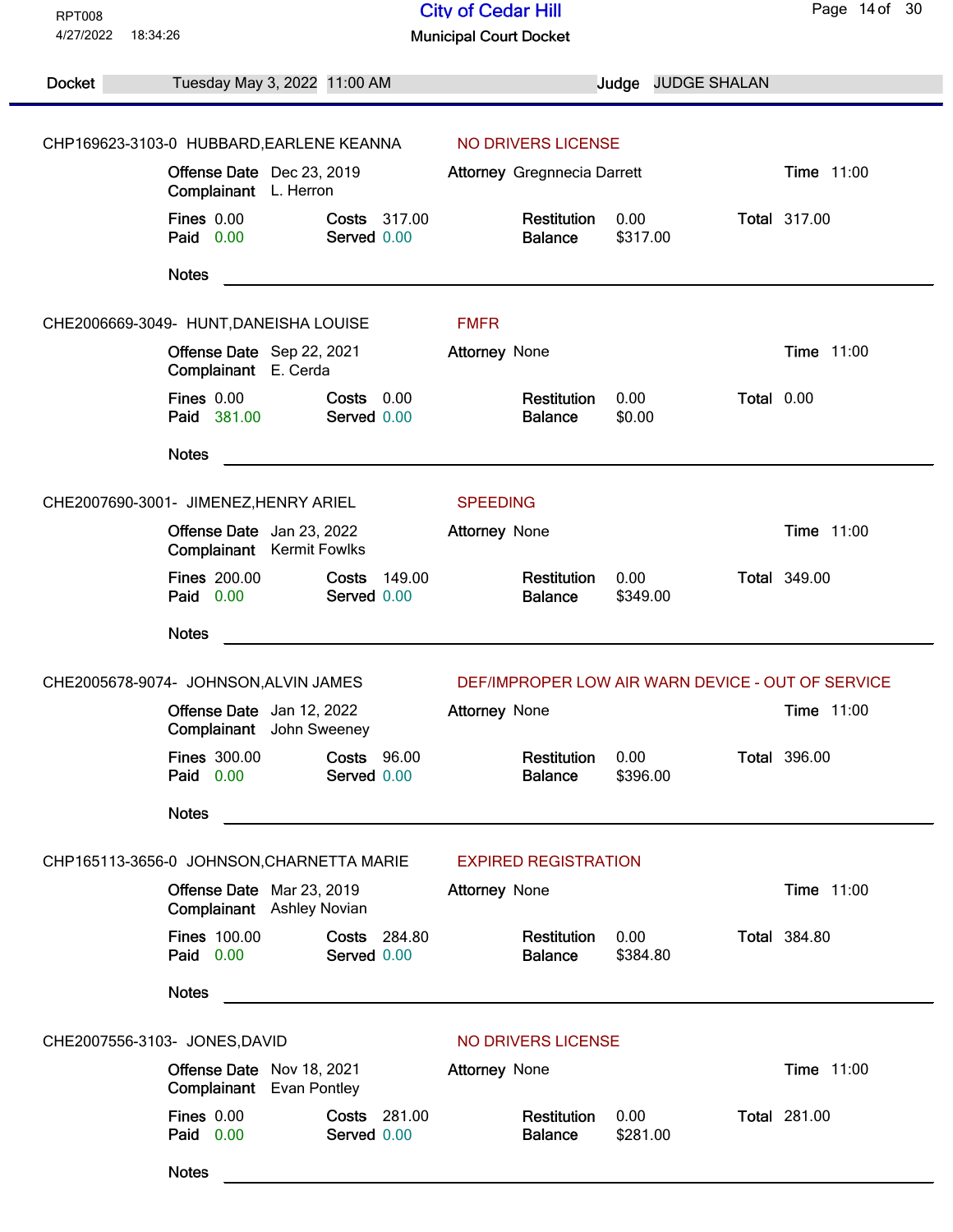RPT008
4/27/2022 18:34:26

# City of Cedar Hill

## Municipal Court Docket

**Docket** Tuesday May 3, 2022 11:00 AM **Judge** JUDGE SHALAN

---

CHP169623-3103-0 HUBBARD,EARLENE KEANNA — NO DRIVERS LICENSE

**Offense Date** Dec 23, 2019 **Attorney** Gregnnecia Darrett **Time** 11:00
**Complainant** L. Herron

**Fines** 0.00 **Costs** 317.00 **Restitution** 0.00 **Total** 317.00
**Paid** 0.00 **Served** 0.00 **Balance** $317.00

**Notes** ______

---

CHE2006669-3049- HUNT,DANEISHA LOUISE — FMFR

**Offense Date** Sep 22, 2021 **Attorney** None **Time** 11:00
**Complainant** E. Cerda

**Fines** 0.00 **Costs** 0.00 **Restitution** 0.00 **Total** 0.00
**Paid** 381.00 **Served** 0.00 **Balance** $0.00

**Notes** ______

---

CHE2007690-3001- JIMENEZ,HENRY ARIEL — SPEEDING

**Offense Date** Jan 23, 2022 **Attorney** None **Time** 11:00
**Complainant** Kermit Fowlks

**Fines** 200.00 **Costs** 149.00 **Restitution** 0.00 **Total** 349.00
**Paid** 0.00 **Served** 0.00 **Balance** $349.00

**Notes** ______

---

CHE2005678-9074- JOHNSON,ALVIN JAMES — DEF/IMPROPER LOW AIR WARN DEVICE - OUT OF SERVICE

**Offense Date** Jan 12, 2022 **Attorney** None **Time** 11:00
**Complainant** John Sweeney

**Fines** 300.00 **Costs** 96.00 **Restitution** 0.00 **Total** 396.00
**Paid** 0.00 **Served** 0.00 **Balance** $396.00

**Notes** ______

---

CHP165113-3656-0 JOHNSON,CHARNETTA MARIE — EXPIRED REGISTRATION

**Offense Date** Mar 23, 2019 **Attorney** None **Time** 11:00
**Complainant** Ashley Novian

**Fines** 100.00 **Costs** 284.80 **Restitution** 0.00 **Total** 384.80
**Paid** 0.00 **Served** 0.00 **Balance** $384.80

**Notes** ______

---

CHE2007556-3103- JONES,DAVID — NO DRIVERS LICENSE

**Offense Date** Nov 18, 2021 **Attorney** None **Time** 11:00
**Complainant** Evan Pontley

**Fines** 0.00 **Costs** 281.00 **Restitution** 0.00 **Total** 281.00
**Paid** 0.00 **Served** 0.00 **Balance** $281.00

**Notes** ______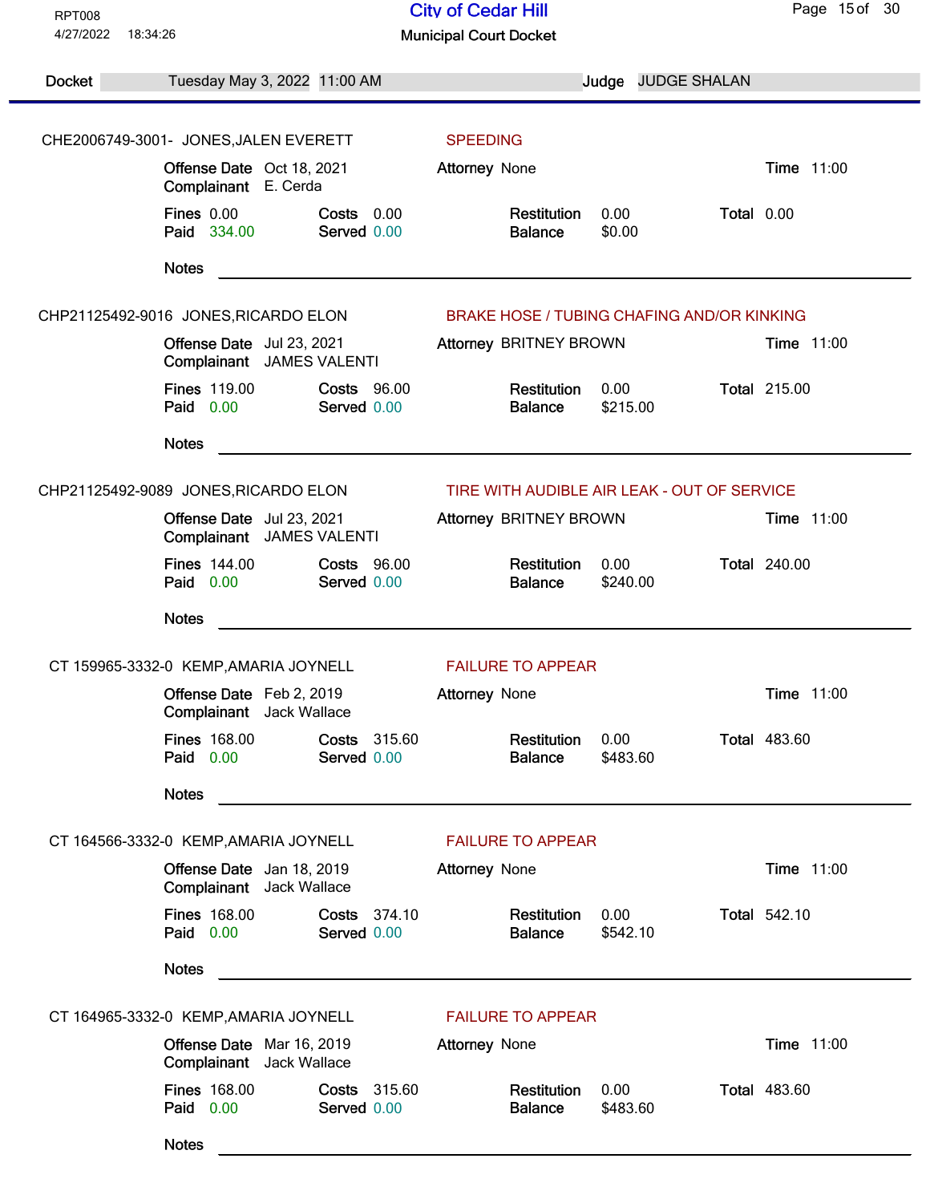RPT008
4/27/2022 18:34:26

# City of Cedar Hill

## Municipal Court Docket

**Docket** Tuesday May 3, 2022 11:00 AM **Judge** JUDGE SHALAN

---

**CHE2006749-3001- JONES,JALEN EVERETT** — SPEEDING

| | | | | | | | |
|---|---|---|---|---|---|---|---|
| **Offense Date** | Oct 18, 2021 | | **Attorney** | None | | **Time** | 11:00 |
| **Complainant** | E. Cerda | | | | | | |
| **Fines** | 0.00 | **Costs** | 0.00 | **Restitution** | 0.00 | **Total** | 0.00 |
| **Paid** | 334.00 | **Served** | 0.00 | **Balance** | $0.00 | | |

**Notes** ______________________________

---

**CHP21125492-9016 JONES,RICARDO ELON** — BRAKE HOSE / TUBING CHAFING AND/OR KINKING

| | | | | | | | |
|---|---|---|---|---|---|---|---|
| **Offense Date** | Jul 23, 2021 | | **Attorney** | BRITNEY BROWN | | **Time** | 11:00 |
| **Complainant** | JAMES VALENTI | | | | | | |
| **Fines** | 119.00 | **Costs** | 96.00 | **Restitution** | 0.00 | **Total** | 215.00 |
| **Paid** | 0.00 | **Served** | 0.00 | **Balance** | $215.00 | | |

**Notes** ______________________________

---

**CHP21125492-9089 JONES,RICARDO ELON** — TIRE WITH AUDIBLE AIR LEAK - OUT OF SERVICE

| | | | | | | | |
|---|---|---|---|---|---|---|---|
| **Offense Date** | Jul 23, 2021 | | **Attorney** | BRITNEY BROWN | | **Time** | 11:00 |
| **Complainant** | JAMES VALENTI | | | | | | |
| **Fines** | 144.00 | **Costs** | 96.00 | **Restitution** | 0.00 | **Total** | 240.00 |
| **Paid** | 0.00 | **Served** | 0.00 | **Balance** | $240.00 | | |

**Notes** ______________________________

---

**CT 159965-3332-0 KEMP,AMARIA JOYNELL** — FAILURE TO APPEAR

| | | | | | | | |
|---|---|---|---|---|---|---|---|
| **Offense Date** | Feb 2, 2019 | | **Attorney** | None | | **Time** | 11:00 |
| **Complainant** | Jack Wallace | | | | | | |
| **Fines** | 168.00 | **Costs** | 315.60 | **Restitution** | 0.00 | **Total** | 483.60 |
| **Paid** | 0.00 | **Served** | 0.00 | **Balance** | $483.60 | | |

**Notes** ______________________________

---

**CT 164566-3332-0 KEMP,AMARIA JOYNELL** — FAILURE TO APPEAR

| | | | | | | | |
|---|---|---|---|---|---|---|---|
| **Offense Date** | Jan 18, 2019 | | **Attorney** | None | | **Time** | 11:00 |
| **Complainant** | Jack Wallace | | | | | | |
| **Fines** | 168.00 | **Costs** | 374.10 | **Restitution** | 0.00 | **Total** | 542.10 |
| **Paid** | 0.00 | **Served** | 0.00 | **Balance** | $542.10 | | |

**Notes** ______________________________

---

**CT 164965-3332-0 KEMP,AMARIA JOYNELL** — FAILURE TO APPEAR

| | | | | | | | |
|---|---|---|---|---|---|---|---|
| **Offense Date** | Mar 16, 2019 | | **Attorney** | None | | **Time** | 11:00 |
| **Complainant** | Jack Wallace | | | | | | |
| **Fines** | 168.00 | **Costs** | 315.60 | **Restitution** | 0.00 | **Total** | 483.60 |
| **Paid** | 0.00 | **Served** | 0.00 | **Balance** | $483.60 | | |

**Notes** ______________________________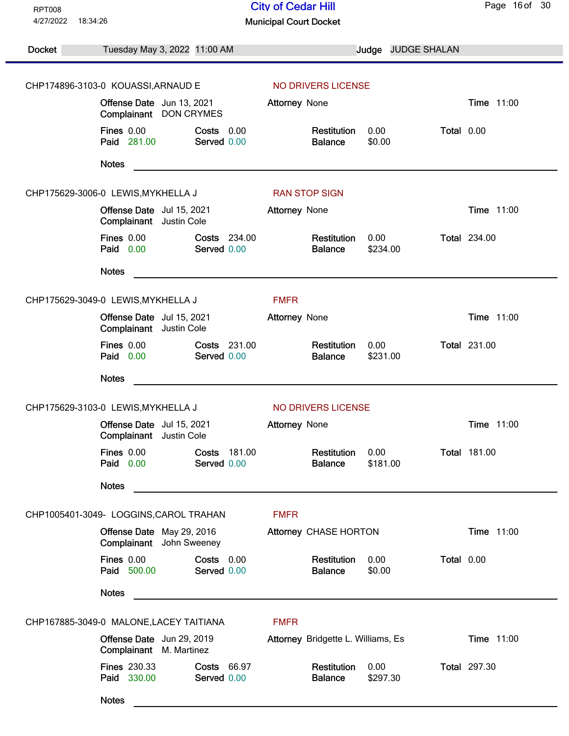RPT008
4/27/2022 18:34:26

# City of Cedar Hill

## Municipal Court Docket

**Docket** Tuesday May 3, 2022 11:00 AM **Judge** JUDGE SHALAN

---

CHP174896-3103-0 KOUASSI,ARNAUD E — NO DRIVERS LICENSE

**Offense Date** Jun 13, 2021 **Attorney** None **Time** 11:00
**Complainant** DON CRYMES

**Fines** 0.00 **Costs** 0.00 **Restitution** 0.00 **Total** 0.00
**Paid** 281.00 **Served** 0.00 **Balance** $0.00

**Notes** ____________________

---

CHP175629-3006-0 LEWIS,MYKHELLA J — RAN STOP SIGN

**Offense Date** Jul 15, 2021 **Attorney** None **Time** 11:00
**Complainant** Justin Cole

**Fines** 0.00 **Costs** 234.00 **Restitution** 0.00 **Total** 234.00
**Paid** 0.00 **Served** 0.00 **Balance** $234.00

**Notes** ____________________

---

CHP175629-3049-0 LEWIS,MYKHELLA J — FMFR

**Offense Date** Jul 15, 2021 **Attorney** None **Time** 11:00
**Complainant** Justin Cole

**Fines** 0.00 **Costs** 231.00 **Restitution** 0.00 **Total** 231.00
**Paid** 0.00 **Served** 0.00 **Balance** $231.00

**Notes** ____________________

---

CHP175629-3103-0 LEWIS,MYKHELLA J — NO DRIVERS LICENSE

**Offense Date** Jul 15, 2021 **Attorney** None **Time** 11:00
**Complainant** Justin Cole

**Fines** 0.00 **Costs** 181.00 **Restitution** 0.00 **Total** 181.00
**Paid** 0.00 **Served** 0.00 **Balance** $181.00

**Notes** ____________________

---

CHP1005401-3049- LOGGINS,CAROL TRAHAN — FMFR

**Offense Date** May 29, 2016 **Attorney** CHASE HORTON **Time** 11:00
**Complainant** John Sweeney

**Fines** 0.00 **Costs** 0.00 **Restitution** 0.00 **Total** 0.00
**Paid** 500.00 **Served** 0.00 **Balance** $0.00

**Notes** ____________________

---

CHP167885-3049-0 MALONE,LACEY TAITIANA — FMFR

**Offense Date** Jun 29, 2019 **Attorney** Bridgette L. Williams, Es **Time** 11:00
**Complainant** M. Martinez

**Fines** 230.33 **Costs** 66.97 **Restitution** 0.00 **Total** 297.30
**Paid** 330.00 **Served** 0.00 **Balance** $297.30

**Notes** ____________________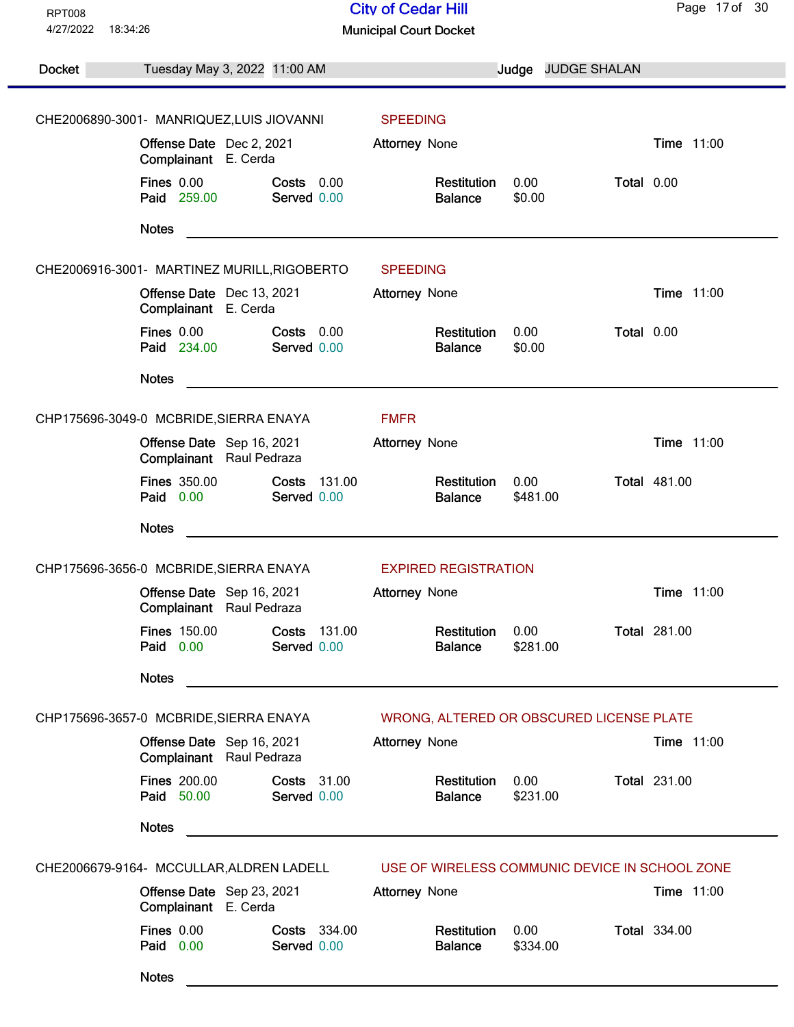RPT008
4/27/2022 18:34:26

# City of Cedar Hill

## Municipal Court Docket

**Docket** Tuesday May 3, 2022 11:00 AM **Judge** JUDGE SHALAN

---

CHE2006890-3001- MANRIQUEZ,LUIS JIOVANNI — SPEEDING

**Offense Date** Dec 2, 2021 **Attorney** None **Time** 11:00
**Complainant** E. Cerda

**Fines** 0.00 **Costs** 0.00 **Restitution** 0.00 **Total** 0.00
**Paid** 259.00 **Served** 0.00 **Balance** $0.00

**Notes** ______________________________

---

CHE2006916-3001- MARTINEZ MURILL,RIGOBERTO — SPEEDING

**Offense Date** Dec 13, 2021 **Attorney** None **Time** 11:00
**Complainant** E. Cerda

**Fines** 0.00 **Costs** 0.00 **Restitution** 0.00 **Total** 0.00
**Paid** 234.00 **Served** 0.00 **Balance** $0.00

**Notes** ______________________________

---

CHP175696-3049-0 MCBRIDE,SIERRA ENAYA — FMFR

**Offense Date** Sep 16, 2021 **Attorney** None **Time** 11:00
**Complainant** Raul Pedraza

**Fines** 350.00 **Costs** 131.00 **Restitution** 0.00 **Total** 481.00
**Paid** 0.00 **Served** 0.00 **Balance** $481.00

**Notes** ______________________________

---

CHP175696-3656-0 MCBRIDE,SIERRA ENAYA — EXPIRED REGISTRATION

**Offense Date** Sep 16, 2021 **Attorney** None **Time** 11:00
**Complainant** Raul Pedraza

**Fines** 150.00 **Costs** 131.00 **Restitution** 0.00 **Total** 281.00
**Paid** 0.00 **Served** 0.00 **Balance** $281.00

**Notes** ______________________________

---

CHP175696-3657-0 MCBRIDE,SIERRA ENAYA — WRONG, ALTERED OR OBSCURED LICENSE PLATE

**Offense Date** Sep 16, 2021 **Attorney** None **Time** 11:00
**Complainant** Raul Pedraza

**Fines** 200.00 **Costs** 31.00 **Restitution** 0.00 **Total** 231.00
**Paid** 50.00 **Served** 0.00 **Balance** $231.00

**Notes** ______________________________

---

CHE2006679-9164- MCCULLAR,ALDREN LADELL — USE OF WIRELESS COMMUNIC DEVICE IN SCHOOL ZONE

**Offense Date** Sep 23, 2021 **Attorney** None **Time** 11:00
**Complainant** E. Cerda

**Fines** 0.00 **Costs** 334.00 **Restitution** 0.00 **Total** 334.00
**Paid** 0.00 **Served** 0.00 **Balance** $334.00

**Notes** ______________________________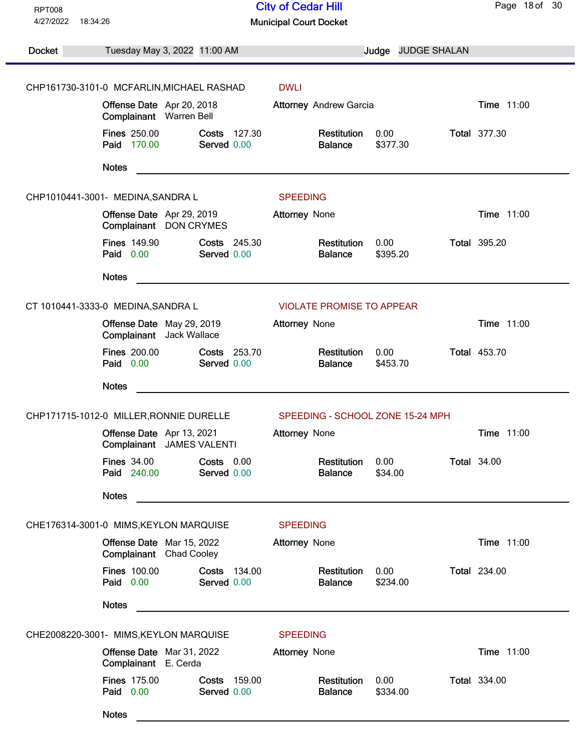RPT008
4/27/2022 18:34:26

# City of Cedar Hill

## Municipal Court Docket

**Docket** Tuesday May 3, 2022 11:00 AM **Judge** JUDGE SHALAN

---

**CHP161730-3101-0 MCFARLIN,MICHAEL RASHAD** — DWLI

**Offense Date** Apr 20, 2018 **Attorney** Andrew Garcia **Time** 11:00
**Complainant** Warren Bell

| Fines | 250.00 | Costs | 127.30 | Restitution | 0.00 | Total | 377.30 |
|---|---|---|---|---|---|---|---|
| Paid | 170.00 | Served | 0.00 | Balance | $377.30 | | |

**Notes** \_\_\_\_\_\_\_\_\_\_\_\_\_\_\_\_\_\_\_\_\_\_\_\_\_\_\_\_\_\_\_\_\_\_\_\_\_\_\_\_

---

**CHP1010441-3001- MEDINA,SANDRA L** — SPEEDING

**Offense Date** Apr 29, 2019 **Attorney** None **Time** 11:00
**Complainant** DON CRYMES

| Fines | 149.90 | Costs | 245.30 | Restitution | 0.00 | Total | 395.20 |
|---|---|---|---|---|---|---|---|
| Paid | 0.00 | Served | 0.00 | Balance | $395.20 | | |

**Notes** \_\_\_\_\_\_\_\_\_\_\_\_\_\_\_\_\_\_\_\_\_\_\_\_\_\_\_\_\_\_\_\_\_\_\_\_\_\_\_\_

---

**CT 1010441-3333-0 MEDINA,SANDRA L** — VIOLATE PROMISE TO APPEAR

**Offense Date** May 29, 2019 **Attorney** None **Time** 11:00
**Complainant** Jack Wallace

| Fines | 200.00 | Costs | 253.70 | Restitution | 0.00 | Total | 453.70 |
|---|---|---|---|---|---|---|---|
| Paid | 0.00 | Served | 0.00 | Balance | $453.70 | | |

**Notes** \_\_\_\_\_\_\_\_\_\_\_\_\_\_\_\_\_\_\_\_\_\_\_\_\_\_\_\_\_\_\_\_\_\_\_\_\_\_\_\_

---

**CHP171715-1012-0 MILLER,RONNIE DURELLE** — SPEEDING - SCHOOL ZONE 15-24 MPH

**Offense Date** Apr 13, 2021 **Attorney** None **Time** 11:00
**Complainant** JAMES VALENTI

| Fines | 34.00 | Costs | 0.00 | Restitution | 0.00 | Total | 34.00 |
|---|---|---|---|---|---|---|---|
| Paid | 240.00 | Served | 0.00 | Balance | $34.00 | | |

**Notes** \_\_\_\_\_\_\_\_\_\_\_\_\_\_\_\_\_\_\_\_\_\_\_\_\_\_\_\_\_\_\_\_\_\_\_\_\_\_\_\_

---

**CHE176314-3001-0 MIMS,KEYLON MARQUISE** — SPEEDING

**Offense Date** Mar 15, 2022 **Attorney** None **Time** 11:00
**Complainant** Chad Cooley

| Fines | 100.00 | Costs | 134.00 | Restitution | 0.00 | Total | 234.00 |
|---|---|---|---|---|---|---|---|
| Paid | 0.00 | Served | 0.00 | Balance | $234.00 | | |

**Notes** \_\_\_\_\_\_\_\_\_\_\_\_\_\_\_\_\_\_\_\_\_\_\_\_\_\_\_\_\_\_\_\_\_\_\_\_\_\_\_\_

---

**CHE2008220-3001- MIMS,KEYLON MARQUISE** — SPEEDING

**Offense Date** Mar 31, 2022 **Attorney** None **Time** 11:00
**Complainant** E. Cerda

| Fines | 175.00 | Costs | 159.00 | Restitution | 0.00 | Total | 334.00 |
|---|---|---|---|---|---|---|---|
| Paid | 0.00 | Served | 0.00 | Balance | $334.00 | | |

**Notes** \_\_\_\_\_\_\_\_\_\_\_\_\_\_\_\_\_\_\_\_\_\_\_\_\_\_\_\_\_\_\_\_\_\_\_\_\_\_\_\_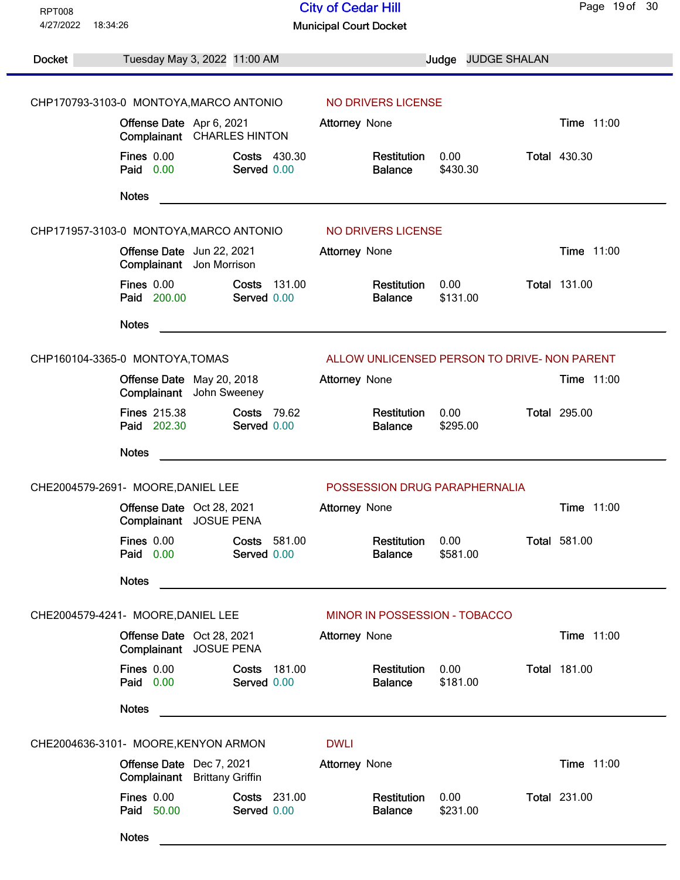# City of Cedar Hill

## Municipal Court Docket

RPT008
4/27/2022 18:34:26

**Docket** Tuesday May 3, 2022 11:00 AM **Judge** JUDGE SHALAN

---

**CHP170793-3103-0 MONTOYA,MARCO ANTONIO** — NO DRIVERS LICENSE

| | | | | | | | |
|---|---|---|---|---|---|---|---|
| **Offense Date** | Apr 6, 2021 | **Attorney** | None | | | **Time** | 11:00 |
| **Complainant** | CHARLES HINTON | | | | | | |
| **Fines** | 0.00 | **Costs** | 430.30 | **Restitution** | 0.00 | **Total** | 430.30 |
| **Paid** | 0.00 | **Served** | 0.00 | **Balance** | $430.30 | | |

**Notes** ____________________

**CHP171957-3103-0 MONTOYA,MARCO ANTONIO** — NO DRIVERS LICENSE

| | | | | | | | |
|---|---|---|---|---|---|---|---|
| **Offense Date** | Jun 22, 2021 | **Attorney** | None | | | **Time** | 11:00 |
| **Complainant** | Jon Morrison | | | | | | |
| **Fines** | 0.00 | **Costs** | 131.00 | **Restitution** | 0.00 | **Total** | 131.00 |
| **Paid** | 200.00 | **Served** | 0.00 | **Balance** | $131.00 | | |

**Notes** ____________________

**CHP160104-3365-0 MONTOYA,TOMAS** — ALLOW UNLICENSED PERSON TO DRIVE- NON PARENT

| | | | | | | | |
|---|---|---|---|---|---|---|---|
| **Offense Date** | May 20, 2018 | **Attorney** | None | | | **Time** | 11:00 |
| **Complainant** | John Sweeney | | | | | | |
| **Fines** | 215.38 | **Costs** | 79.62 | **Restitution** | 0.00 | **Total** | 295.00 |
| **Paid** | 202.30 | **Served** | 0.00 | **Balance** | $295.00 | | |

**Notes** ____________________

**CHE2004579-2691- MOORE,DANIEL LEE** — POSSESSION DRUG PARAPHERNALIA

| | | | | | | | |
|---|---|---|---|---|---|---|---|
| **Offense Date** | Oct 28, 2021 | **Attorney** | None | | | **Time** | 11:00 |
| **Complainant** | JOSUE PENA | | | | | | |
| **Fines** | 0.00 | **Costs** | 581.00 | **Restitution** | 0.00 | **Total** | 581.00 |
| **Paid** | 0.00 | **Served** | 0.00 | **Balance** | $581.00 | | |

**Notes** ____________________

**CHE2004579-4241- MOORE,DANIEL LEE** — MINOR IN POSSESSION - TOBACCO

| | | | | | | | |
|---|---|---|---|---|---|---|---|
| **Offense Date** | Oct 28, 2021 | **Attorney** | None | | | **Time** | 11:00 |
| **Complainant** | JOSUE PENA | | | | | | |
| **Fines** | 0.00 | **Costs** | 181.00 | **Restitution** | 0.00 | **Total** | 181.00 |
| **Paid** | 0.00 | **Served** | 0.00 | **Balance** | $181.00 | | |

**Notes** ____________________

**CHE2004636-3101- MOORE,KENYON ARMON** — DWLI

| | | | | | | | |
|---|---|---|---|---|---|---|---|
| **Offense Date** | Dec 7, 2021 | **Attorney** | None | | | **Time** | 11:00 |
| **Complainant** | Brittany Griffin | | | | | | |
| **Fines** | 0.00 | **Costs** | 231.00 | **Restitution** | 0.00 | **Total** | 231.00 |
| **Paid** | 50.00 | **Served** | 0.00 | **Balance** | $231.00 | | |

**Notes** ____________________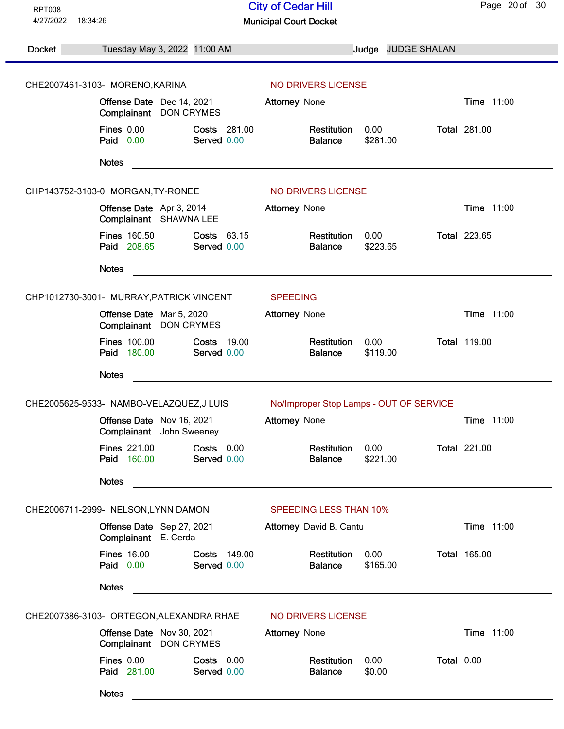RPT008
4/27/2022 18:34:26

# City of Cedar Hill

## Municipal Court Docket

**Docket** Tuesday May 3, 2022 11:00 AM **Judge** JUDGE SHALAN

---

**CHE2007461-3103- MORENO,KARINA** — NO DRIVERS LICENSE

| | | | | | | | |
|---|---|---|---|---|---|---|---|
| Offense Date | Dec 14, 2021 | Attorney | None | | | Time | 11:00 |
| Complainant | DON CRYMES | | | | | | |
| Fines | 0.00 | Costs | 281.00 | Restitution | 0.00 | Total | 281.00 |
| Paid | 0.00 | Served | 0.00 | Balance | $281.00 | | |

Notes ______________________________

**CHP143752-3103-0 MORGAN,TY-RONEE** — NO DRIVERS LICENSE

| | | | | | | | |
|---|---|---|---|---|---|---|---|
| Offense Date | Apr 3, 2014 | Attorney | None | | | Time | 11:00 |
| Complainant | SHAWNA LEE | | | | | | |
| Fines | 160.50 | Costs | 63.15 | Restitution | 0.00 | Total | 223.65 |
| Paid | 208.65 | Served | 0.00 | Balance | $223.65 | | |

Notes ______________________________

**CHP1012730-3001- MURRAY,PATRICK VINCENT** — SPEEDING

| | | | | | | | |
|---|---|---|---|---|---|---|---|
| Offense Date | Mar 5, 2020 | Attorney | None | | | Time | 11:00 |
| Complainant | DON CRYMES | | | | | | |
| Fines | 100.00 | Costs | 19.00 | Restitution | 0.00 | Total | 119.00 |
| Paid | 180.00 | Served | 0.00 | Balance | $119.00 | | |

Notes ______________________________

**CHE2005625-9533- NAMBO-VELAZQUEZ,J LUIS** — No/Improper Stop Lamps - OUT OF SERVICE

| | | | | | | | |
|---|---|---|---|---|---|---|---|
| Offense Date | Nov 16, 2021 | Attorney | None | | | Time | 11:00 |
| Complainant | John Sweeney | | | | | | |
| Fines | 221.00 | Costs | 0.00 | Restitution | 0.00 | Total | 221.00 |
| Paid | 160.00 | Served | 0.00 | Balance | $221.00 | | |

Notes ______________________________

**CHE2006711-2999- NELSON,LYNN DAMON** — SPEEDING LESS THAN 10%

| | | | | | | | |
|---|---|---|---|---|---|---|---|
| Offense Date | Sep 27, 2021 | Attorney | David B. Cantu | | | Time | 11:00 |
| Complainant | E. Cerda | | | | | | |
| Fines | 16.00 | Costs | 149.00 | Restitution | 0.00 | Total | 165.00 |
| Paid | 0.00 | Served | 0.00 | Balance | $165.00 | | |

Notes ______________________________

**CHE2007386-3103- ORTEGON,ALEXANDRA RHAE** — NO DRIVERS LICENSE

| | | | | | | | |
|---|---|---|---|---|---|---|---|
| Offense Date | Nov 30, 2021 | Attorney | None | | | Time | 11:00 |
| Complainant | DON CRYMES | | | | | | |
| Fines | 0.00 | Costs | 0.00 | Restitution | 0.00 | Total | 0.00 |
| Paid | 281.00 | Served | 0.00 | Balance | $0.00 | | |

Notes ______________________________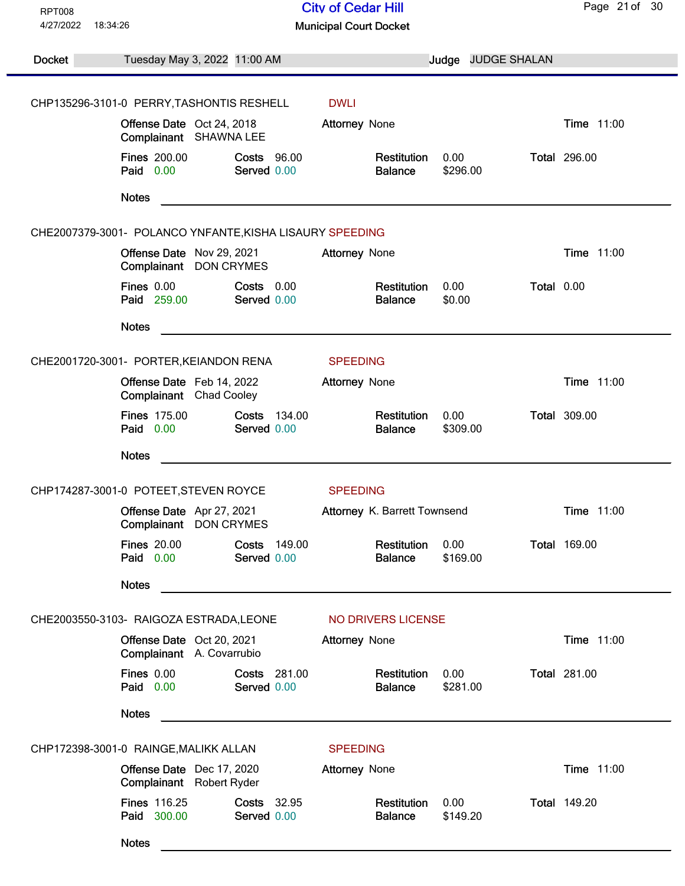# City of Cedar Hill

## Municipal Court Docket

RPT008
4/27/2022 18:34:26

**Docket** Tuesday May 3, 2022 11:00 AM **Judge** JUDGE SHALAN

---

### CHP135296-3101-0 PERRY,TASHONTIS RESHELL — DWLI

**Offense Date** Oct 24, 2018 **Attorney** None **Time** 11:00
**Complainant** SHAWNA LEE

| Fines | 200.00 | Costs | 96.00 | Restitution | 0.00 | Total | 296.00 |
|---|---|---|---|---|---|---|---|
| Paid | 0.00 | Served | 0.00 | Balance | $296.00 | | |

**Notes** ______________________

### CHE2007379-3001- POLANCO YNFANTE,KISHA LISAURY — SPEEDING

**Offense Date** Nov 29, 2021 **Attorney** None **Time** 11:00
**Complainant** DON CRYMES

| Fines | 0.00 | Costs | 0.00 | Restitution | 0.00 | Total | 0.00 |
|---|---|---|---|---|---|---|---|
| Paid | 259.00 | Served | 0.00 | Balance | $0.00 | | |

**Notes** ______________________

### CHE2001720-3001- PORTER,KEIANDON RENA — SPEEDING

**Offense Date** Feb 14, 2022 **Attorney** None **Time** 11:00
**Complainant** Chad Cooley

| Fines | 175.00 | Costs | 134.00 | Restitution | 0.00 | Total | 309.00 |
|---|---|---|---|---|---|---|---|
| Paid | 0.00 | Served | 0.00 | Balance | $309.00 | | |

**Notes** ______________________

### CHP174287-3001-0 POTEET,STEVEN ROYCE — SPEEDING

**Offense Date** Apr 27, 2021 **Attorney** K. Barrett Townsend **Time** 11:00
**Complainant** DON CRYMES

| Fines | 20.00 | Costs | 149.00 | Restitution | 0.00 | Total | 169.00 |
|---|---|---|---|---|---|---|---|
| Paid | 0.00 | Served | 0.00 | Balance | $169.00 | | |

**Notes** ______________________

### CHE2003550-3103- RAIGOZA ESTRADA,LEONE — NO DRIVERS LICENSE

**Offense Date** Oct 20, 2021 **Attorney** None **Time** 11:00
**Complainant** A. Covarrubio

| Fines | 0.00 | Costs | 281.00 | Restitution | 0.00 | Total | 281.00 |
|---|---|---|---|---|---|---|---|
| Paid | 0.00 | Served | 0.00 | Balance | $281.00 | | |

**Notes** ______________________

### CHP172398-3001-0 RAINGE,MALIKK ALLAN — SPEEDING

**Offense Date** Dec 17, 2020 **Attorney** None **Time** 11:00
**Complainant** Robert Ryder

| Fines | 116.25 | Costs | 32.95 | Restitution | 0.00 | Total | 149.20 |
|---|---|---|---|---|---|---|---|
| Paid | 300.00 | Served | 0.00 | Balance | $149.20 | | |

**Notes** ______________________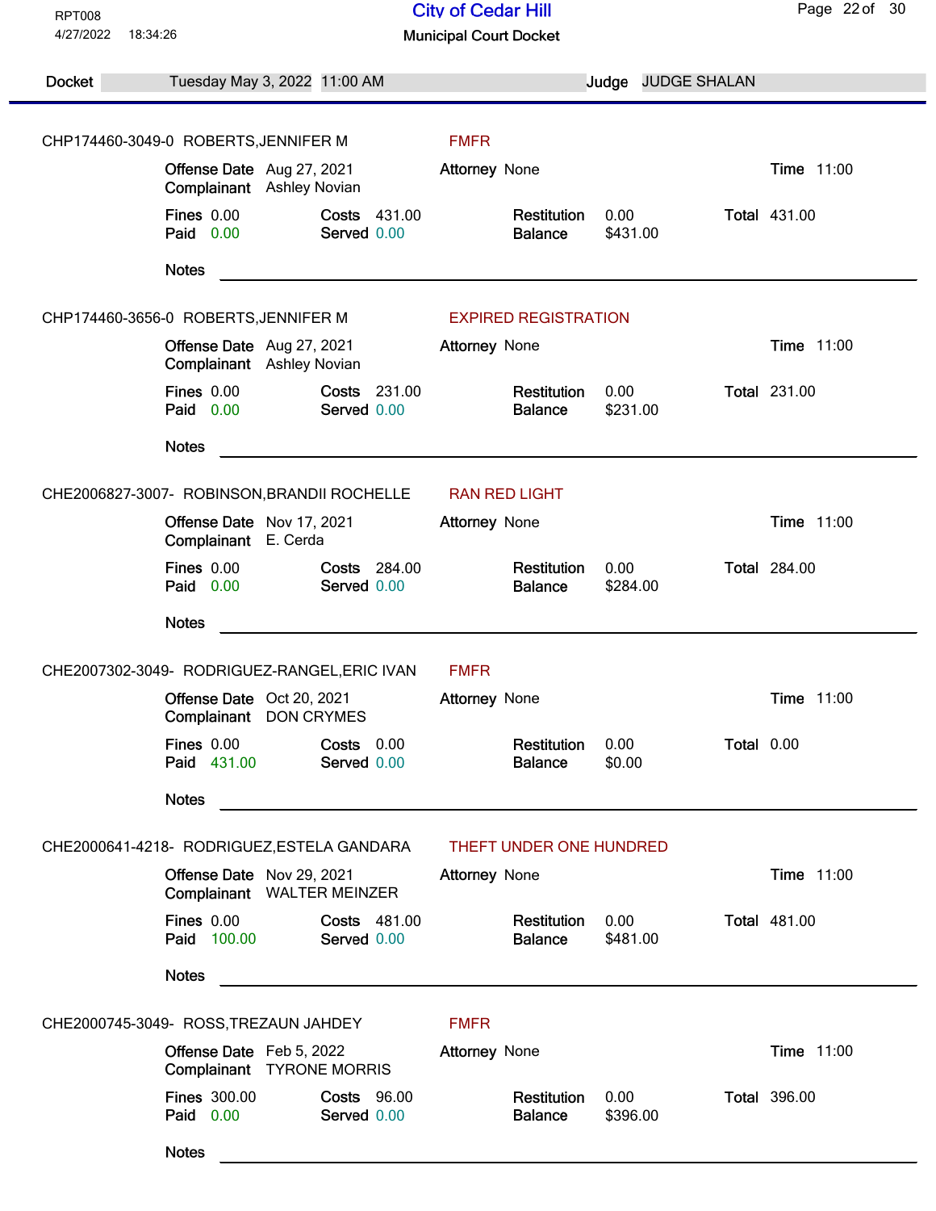# City of Cedar Hill

## Municipal Court Docket

RPT008
4/27/2022 18:34:26

**Docket** Tuesday May 3, 2022 11:00 AM **Judge** JUDGE SHALAN

---

**CHP174460-3049-0 ROBERTS,JENNIFER M** — FMFR

| | | | | | | | |
|---|---|---|---|---|---|---|---|
| **Offense Date** | Aug 27, 2021 | **Attorney** | None | | | **Time** | 11:00 |
| **Complainant** | Ashley Novian | | | | | | |
| **Fines** | 0.00 | **Costs** | 431.00 | **Restitution** | 0.00 | **Total** | 431.00 |
| **Paid** | 0.00 | **Served** | 0.00 | **Balance** | $431.00 | | |

**Notes**

---

**CHP174460-3656-0 ROBERTS,JENNIFER M** — EXPIRED REGISTRATION

| | | | | | | | |
|---|---|---|---|---|---|---|---|
| **Offense Date** | Aug 27, 2021 | **Attorney** | None | | | **Time** | 11:00 |
| **Complainant** | Ashley Novian | | | | | | |
| **Fines** | 0.00 | **Costs** | 231.00 | **Restitution** | 0.00 | **Total** | 231.00 |
| **Paid** | 0.00 | **Served** | 0.00 | **Balance** | $231.00 | | |

**Notes**

---

**CHE2006827-3007- ROBINSON,BRANDII ROCHELLE** — RAN RED LIGHT

| | | | | | | | |
|---|---|---|---|---|---|---|---|
| **Offense Date** | Nov 17, 2021 | **Attorney** | None | | | **Time** | 11:00 |
| **Complainant** | E. Cerda | | | | | | |
| **Fines** | 0.00 | **Costs** | 284.00 | **Restitution** | 0.00 | **Total** | 284.00 |
| **Paid** | 0.00 | **Served** | 0.00 | **Balance** | $284.00 | | |

**Notes**

---

**CHE2007302-3049- RODRIGUEZ-RANGEL,ERIC IVAN** — FMFR

| | | | | | | | |
|---|---|---|---|---|---|---|---|
| **Offense Date** | Oct 20, 2021 | **Attorney** | None | | | **Time** | 11:00 |
| **Complainant** | DON CRYMES | | | | | | |
| **Fines** | 0.00 | **Costs** | 0.00 | **Restitution** | 0.00 | **Total** | 0.00 |
| **Paid** | 431.00 | **Served** | 0.00 | **Balance** | $0.00 | | |

**Notes**

---

**CHE2000641-4218- RODRIGUEZ,ESTELA GANDARA** — THEFT UNDER ONE HUNDRED

| | | | | | | | |
|---|---|---|---|---|---|---|---|
| **Offense Date** | Nov 29, 2021 | **Attorney** | None | | | **Time** | 11:00 |
| **Complainant** | WALTER MEINZER | | | | | | |
| **Fines** | 0.00 | **Costs** | 481.00 | **Restitution** | 0.00 | **Total** | 481.00 |
| **Paid** | 100.00 | **Served** | 0.00 | **Balance** | $481.00 | | |

**Notes**

---

**CHE2000745-3049- ROSS,TREZAUN JAHDEY** — FMFR

| | | | | | | | |
|---|---|---|---|---|---|---|---|
| **Offense Date** | Feb 5, 2022 | **Attorney** | None | | | **Time** | 11:00 |
| **Complainant** | TYRONE MORRIS | | | | | | |
| **Fines** | 300.00 | **Costs** | 96.00 | **Restitution** | 0.00 | **Total** | 396.00 |
| **Paid** | 0.00 | **Served** | 0.00 | **Balance** | $396.00 | | |

**Notes**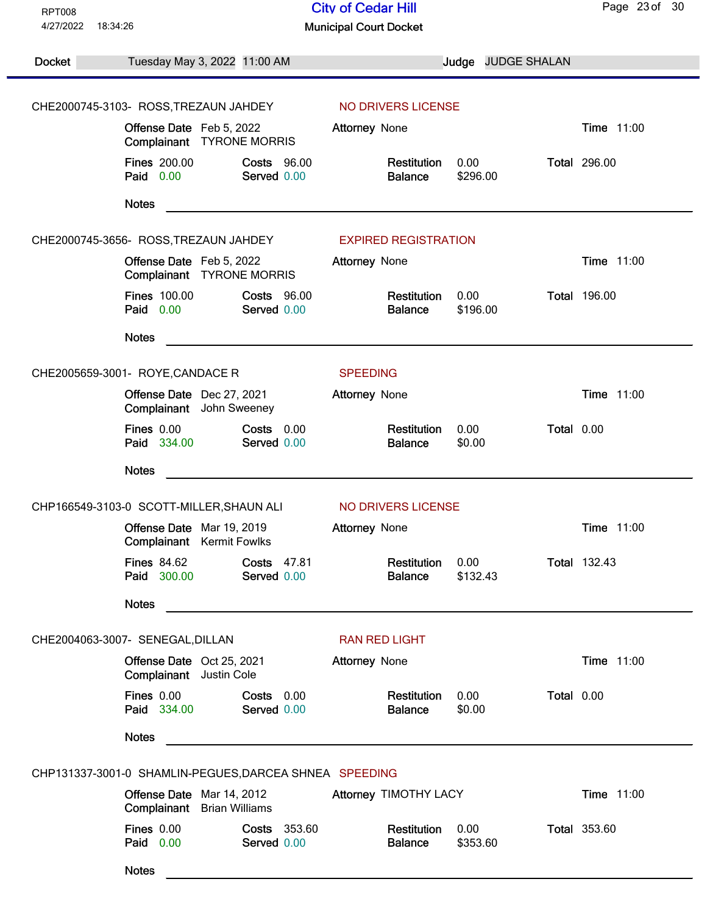RPT008
4/27/2022 18:34:26

# City of Cedar Hill

## Municipal Court Docket

**Docket** Tuesday May 3, 2022 11:00 AM **Judge** JUDGE SHALAN

---

**CHE2000745-3103-** ROSS,TREZAUN JAHDEY — **NO DRIVERS LICENSE**

**Offense Date** Feb 5, 2022 **Attorney** None **Time** 11:00
**Complainant** TYRONE MORRIS

| Fines | 200.00 | Costs | 96.00 | Restitution | 0.00 | Total | 296.00 |
|---|---|---|---|---|---|---|---|
| Paid | 0.00 | Served | 0.00 | Balance | $296.00 | | |

**Notes** \_\_\_\_\_\_\_\_\_\_\_\_\_\_\_\_\_\_\_\_\_\_\_\_\_\_\_\_\_\_\_\_\_\_\_\_

**CHE2000745-3656-** ROSS,TREZAUN JAHDEY — **EXPIRED REGISTRATION**

**Offense Date** Feb 5, 2022 **Attorney** None **Time** 11:00
**Complainant** TYRONE MORRIS

| Fines | 100.00 | Costs | 96.00 | Restitution | 0.00 | Total | 196.00 |
|---|---|---|---|---|---|---|---|
| Paid | 0.00 | Served | 0.00 | Balance | $196.00 | | |

**Notes** \_\_\_\_\_\_\_\_\_\_\_\_\_\_\_\_\_\_\_\_\_\_\_\_\_\_\_\_\_\_\_\_\_\_\_\_

**CHE2005659-3001-** ROYE,CANDACE R — **SPEEDING**

**Offense Date** Dec 27, 2021 **Attorney** None **Time** 11:00
**Complainant** John Sweeney

| Fines | 0.00 | Costs | 0.00 | Restitution | 0.00 | Total | 0.00 |
|---|---|---|---|---|---|---|---|
| Paid | 334.00 | Served | 0.00 | Balance | $0.00 | | |

**Notes** \_\_\_\_\_\_\_\_\_\_\_\_\_\_\_\_\_\_\_\_\_\_\_\_\_\_\_\_\_\_\_\_\_\_\_\_

**CHP166549-3103-0** SCOTT-MILLER,SHAUN ALI — **NO DRIVERS LICENSE**

**Offense Date** Mar 19, 2019 **Attorney** None **Time** 11:00
**Complainant** Kermit Fowlks

| Fines | 84.62 | Costs | 47.81 | Restitution | 0.00 | Total | 132.43 |
|---|---|---|---|---|---|---|---|
| Paid | 300.00 | Served | 0.00 | Balance | $132.43 | | |

**Notes** \_\_\_\_\_\_\_\_\_\_\_\_\_\_\_\_\_\_\_\_\_\_\_\_\_\_\_\_\_\_\_\_\_\_\_\_

**CHE2004063-3007-** SENEGAL,DILLAN — **RAN RED LIGHT**

**Offense Date** Oct 25, 2021 **Attorney** None **Time** 11:00
**Complainant** Justin Cole

| Fines | 0.00 | Costs | 0.00 | Restitution | 0.00 | Total | 0.00 |
|---|---|---|---|---|---|---|---|
| Paid | 334.00 | Served | 0.00 | Balance | $0.00 | | |

**Notes** \_\_\_\_\_\_\_\_\_\_\_\_\_\_\_\_\_\_\_\_\_\_\_\_\_\_\_\_\_\_\_\_\_\_\_\_

**CHP131337-3001-0** SHAMLIN-PEGUES,DARCEA SHNEA — **SPEEDING**

**Offense Date** Mar 14, 2012 **Attorney** TIMOTHY LACY **Time** 11:00
**Complainant** Brian Williams

| Fines | 0.00 | Costs | 353.60 | Restitution | 0.00 | Total | 353.60 |
|---|---|---|---|---|---|---|---|
| Paid | 0.00 | Served | 0.00 | Balance | $353.60 | | |

**Notes** \_\_\_\_\_\_\_\_\_\_\_\_\_\_\_\_\_\_\_\_\_\_\_\_\_\_\_\_\_\_\_\_\_\_\_\_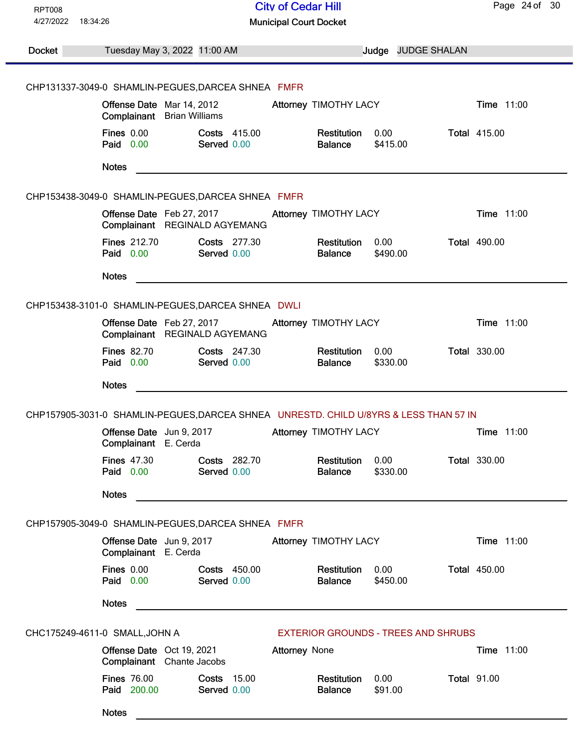RPT008
4/27/2022 18:34:26

# City of Cedar Hill

## Municipal Court Docket

**Docket** Tuesday May 3, 2022 11:00 AM **Judge** JUDGE SHALAN

---

CHP131337-3049-0 SHAMLIN-PEGUES,DARCEA SHNEA FMFR

| | | | | | | | |
|---|---|---|---|---|---|---|---|
| **Offense Date** | Mar 14, 2012 | **Attorney** | TIMOTHY LACY | | | **Time** | 11:00 |
| **Complainant** | Brian Williams | | | | | | |
| **Fines** | 0.00 | **Costs** | 415.00 | **Restitution** | 0.00 | **Total** | 415.00 |
| **Paid** | 0.00 | **Served** | 0.00 | **Balance** | $415.00 | | |

**Notes** ______________________________

CHP153438-3049-0 SHAMLIN-PEGUES,DARCEA SHNEA FMFR

| | | | | | | | |
|---|---|---|---|---|---|---|---|
| **Offense Date** | Feb 27, 2017 | **Attorney** | TIMOTHY LACY | | | **Time** | 11:00 |
| **Complainant** | REGINALD AGYEMANG | | | | | | |
| **Fines** | 212.70 | **Costs** | 277.30 | **Restitution** | 0.00 | **Total** | 490.00 |
| **Paid** | 0.00 | **Served** | 0.00 | **Balance** | $490.00 | | |

**Notes** ______________________________

CHP153438-3101-0 SHAMLIN-PEGUES,DARCEA SHNEA DWLI

| | | | | | | | |
|---|---|---|---|---|---|---|---|
| **Offense Date** | Feb 27, 2017 | **Attorney** | TIMOTHY LACY | | | **Time** | 11:00 |
| **Complainant** | REGINALD AGYEMANG | | | | | | |
| **Fines** | 82.70 | **Costs** | 247.30 | **Restitution** | 0.00 | **Total** | 330.00 |
| **Paid** | 0.00 | **Served** | 0.00 | **Balance** | $330.00 | | |

**Notes** ______________________________

CHP157905-3031-0 SHAMLIN-PEGUES,DARCEA SHNEA UNRESTD. CHILD U/8YRS & LESS THAN 57 IN

| | | | | | | | |
|---|---|---|---|---|---|---|---|
| **Offense Date** | Jun 9, 2017 | **Attorney** | TIMOTHY LACY | | | **Time** | 11:00 |
| **Complainant** | E. Cerda | | | | | | |
| **Fines** | 47.30 | **Costs** | 282.70 | **Restitution** | 0.00 | **Total** | 330.00 |
| **Paid** | 0.00 | **Served** | 0.00 | **Balance** | $330.00 | | |

**Notes** ______________________________

CHP157905-3049-0 SHAMLIN-PEGUES,DARCEA SHNEA FMFR

| | | | | | | | |
|---|---|---|---|---|---|---|---|
| **Offense Date** | Jun 9, 2017 | **Attorney** | TIMOTHY LACY | | | **Time** | 11:00 |
| **Complainant** | E. Cerda | | | | | | |
| **Fines** | 0.00 | **Costs** | 450.00 | **Restitution** | 0.00 | **Total** | 450.00 |
| **Paid** | 0.00 | **Served** | 0.00 | **Balance** | $450.00 | | |

**Notes** ______________________________

CHC175249-4611-0 SMALL,JOHN A EXTERIOR GROUNDS - TREES AND SHRUBS

| | | | | | | | |
|---|---|---|---|---|---|---|---|
| **Offense Date** | Oct 19, 2021 | **Attorney** | None | | | **Time** | 11:00 |
| **Complainant** | Chante Jacobs | | | | | | |
| **Fines** | 76.00 | **Costs** | 15.00 | **Restitution** | 0.00 | **Total** | 91.00 |
| **Paid** | 200.00 | **Served** | 0.00 | **Balance** | $91.00 | | |

**Notes** ______________________________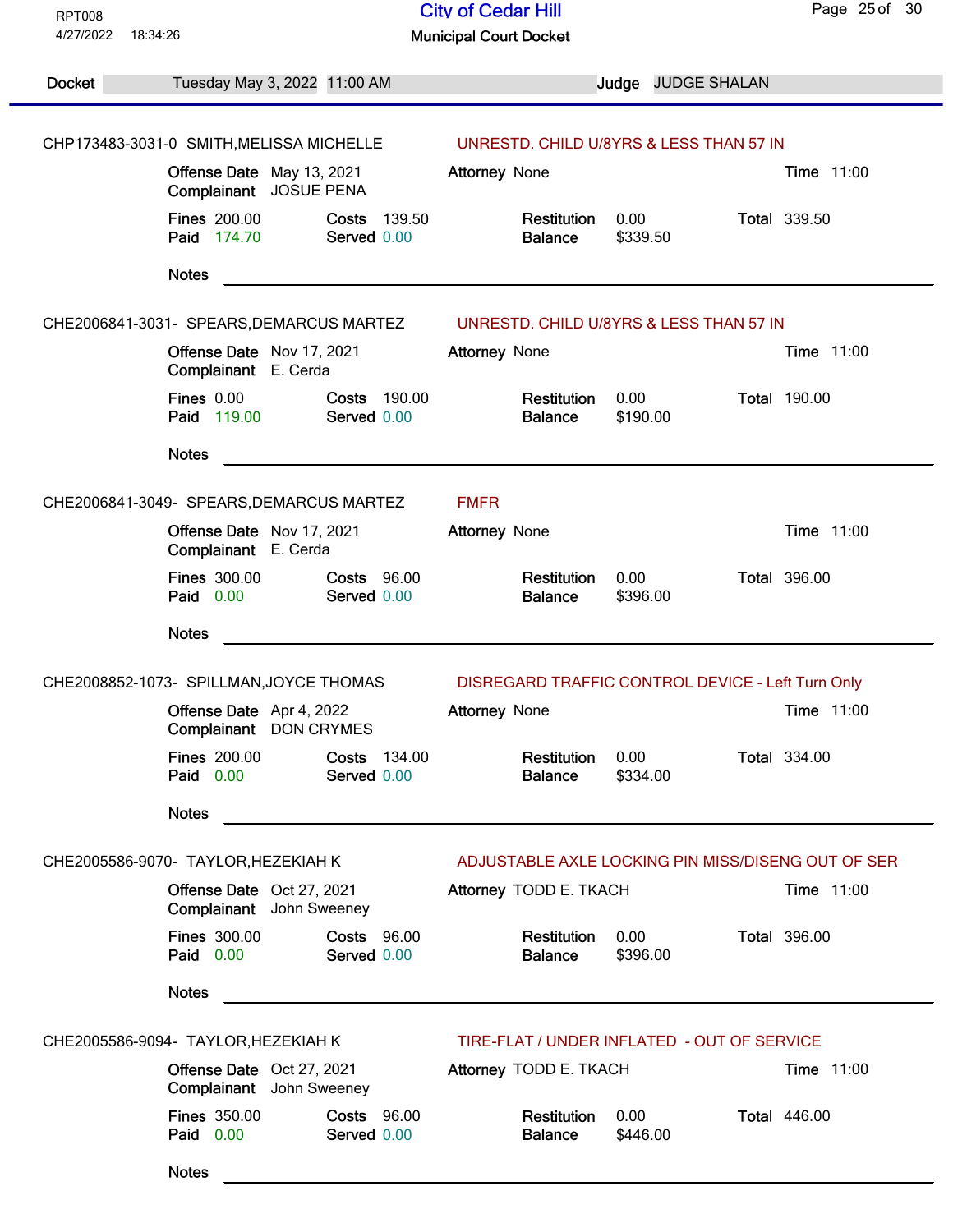RPT008
4/27/2022 18:34:26

# City of Cedar Hill

## Municipal Court Docket

**Docket** Tuesday May 3, 2022 11:00 AM **Judge** JUDGE SHALAN

---

CHP173483-3031-0 SMITH,MELISSA MICHELLE — UNRESTD. CHILD U/8YRS & LESS THAN 57 IN

| | | | | | | | |
|---|---|---|---|---|---|---|---|
| **Offense Date** | May 13, 2021 | **Attorney** | None | | | **Time** | 11:00 |
| **Complainant** | JOSUE PENA | | | | | | |
| **Fines** | 200.00 | **Costs** | 139.50 | **Restitution** | 0.00 | **Total** | 339.50 |
| **Paid** | 174.70 | **Served** | 0.00 | **Balance** | $339.50 | | |

**Notes** ______________________________

CHE2006841-3031- SPEARS,DEMARCUS MARTEZ — UNRESTD. CHILD U/8YRS & LESS THAN 57 IN

| | | | | | | | |
|---|---|---|---|---|---|---|---|
| **Offense Date** | Nov 17, 2021 | **Attorney** | None | | | **Time** | 11:00 |
| **Complainant** | E. Cerda | | | | | | |
| **Fines** | 0.00 | **Costs** | 190.00 | **Restitution** | 0.00 | **Total** | 190.00 |
| **Paid** | 119.00 | **Served** | 0.00 | **Balance** | $190.00 | | |

**Notes** ______________________________

CHE2006841-3049- SPEARS,DEMARCUS MARTEZ — FMFR

| | | | | | | | |
|---|---|---|---|---|---|---|---|
| **Offense Date** | Nov 17, 2021 | **Attorney** | None | | | **Time** | 11:00 |
| **Complainant** | E. Cerda | | | | | | |
| **Fines** | 300.00 | **Costs** | 96.00 | **Restitution** | 0.00 | **Total** | 396.00 |
| **Paid** | 0.00 | **Served** | 0.00 | **Balance** | $396.00 | | |

**Notes** ______________________________

CHE2008852-1073- SPILLMAN,JOYCE THOMAS — DISREGARD TRAFFIC CONTROL DEVICE - Left Turn Only

| | | | | | | | |
|---|---|---|---|---|---|---|---|
| **Offense Date** | Apr 4, 2022 | **Attorney** | None | | | **Time** | 11:00 |
| **Complainant** | DON CRYMES | | | | | | |
| **Fines** | 200.00 | **Costs** | 134.00 | **Restitution** | 0.00 | **Total** | 334.00 |
| **Paid** | 0.00 | **Served** | 0.00 | **Balance** | $334.00 | | |

**Notes** ______________________________

CHE2005586-9070- TAYLOR,HEZEKIAH K — ADJUSTABLE AXLE LOCKING PIN MISS/DISENG OUT OF SER

| | | | | | | | |
|---|---|---|---|---|---|---|---|
| **Offense Date** | Oct 27, 2021 | **Attorney** | TODD E. TKACH | | | **Time** | 11:00 |
| **Complainant** | John Sweeney | | | | | | |
| **Fines** | 300.00 | **Costs** | 96.00 | **Restitution** | 0.00 | **Total** | 396.00 |
| **Paid** | 0.00 | **Served** | 0.00 | **Balance** | $396.00 | | |

**Notes** ______________________________

CHE2005586-9094- TAYLOR,HEZEKIAH K — TIRE-FLAT / UNDER INFLATED - OUT OF SERVICE

| | | | | | | | |
|---|---|---|---|---|---|---|---|
| **Offense Date** | Oct 27, 2021 | **Attorney** | TODD E. TKACH | | | **Time** | 11:00 |
| **Complainant** | John Sweeney | | | | | | |
| **Fines** | 350.00 | **Costs** | 96.00 | **Restitution** | 0.00 | **Total** | 446.00 |
| **Paid** | 0.00 | **Served** | 0.00 | **Balance** | $446.00 | | |

**Notes** ______________________________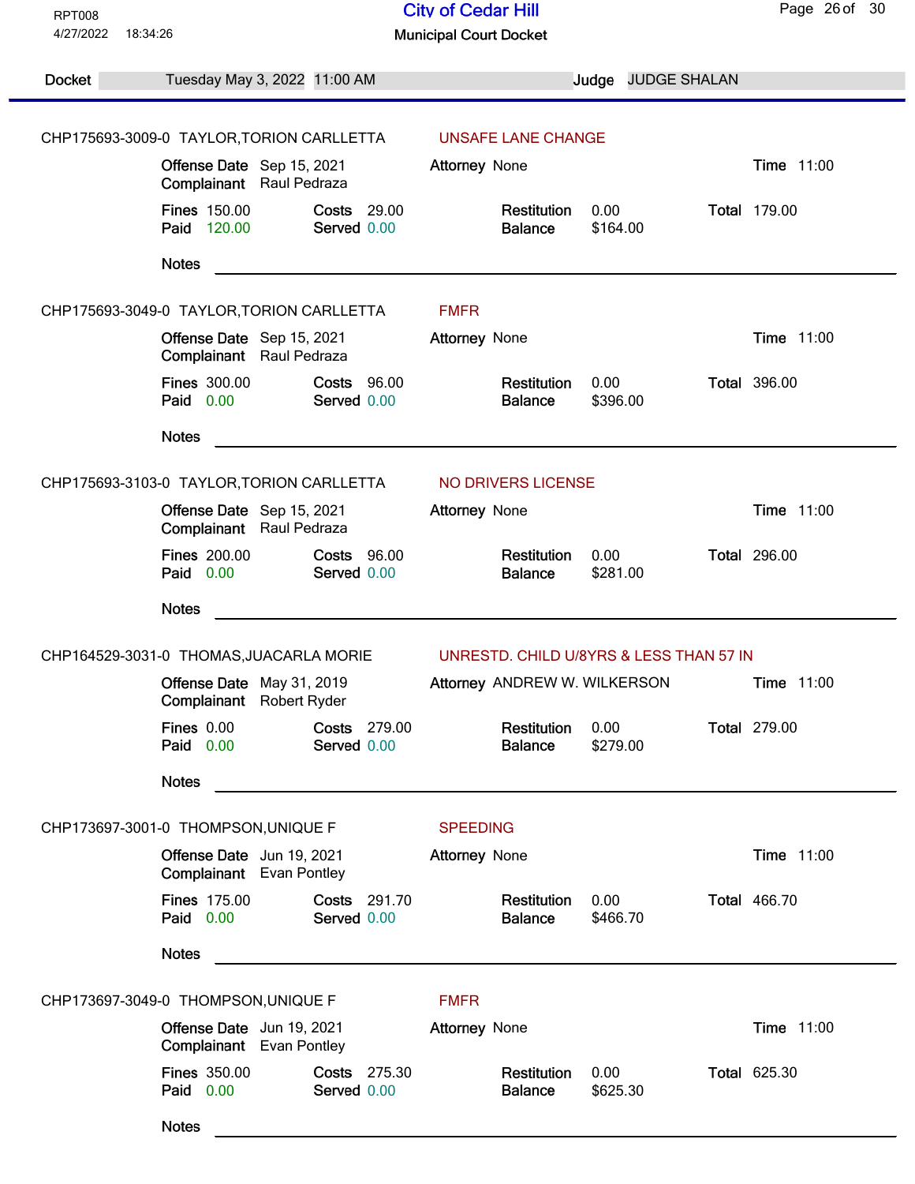RPT008
4/27/2022 18:34:26

# City of Cedar Hill

## Municipal Court Docket

**Docket** Tuesday May 3, 2022 11:00 AM **Judge** JUDGE SHALAN

---

**CHP175693-3009-0 TAYLOR,TORION CARLLETTA** — UNSAFE LANE CHANGE

**Offense Date** Sep 15, 2021 **Attorney** None **Time** 11:00
**Complainant** Raul Pedraza

| Fines | 150.00 | Costs | 29.00 | Restitution | 0.00 | Total | 179.00 |
|---|---|---|---|---|---|---|---|
| Paid | 120.00 | Served | 0.00 | Balance | $164.00 | | |

**Notes** ______________________________

---

**CHP175693-3049-0 TAYLOR,TORION CARLLETTA** — FMFR

**Offense Date** Sep 15, 2021 **Attorney** None **Time** 11:00
**Complainant** Raul Pedraza

| Fines | 300.00 | Costs | 96.00 | Restitution | 0.00 | Total | 396.00 |
|---|---|---|---|---|---|---|---|
| Paid | 0.00 | Served | 0.00 | Balance | $396.00 | | |

**Notes** ______________________________

---

**CHP175693-3103-0 TAYLOR,TORION CARLLETTA** — NO DRIVERS LICENSE

**Offense Date** Sep 15, 2021 **Attorney** None **Time** 11:00
**Complainant** Raul Pedraza

| Fines | 200.00 | Costs | 96.00 | Restitution | 0.00 | Total | 296.00 |
|---|---|---|---|---|---|---|---|
| Paid | 0.00 | Served | 0.00 | Balance | $281.00 | | |

**Notes** ______________________________

---

**CHP164529-3031-0 THOMAS,JUACARLA MORIE** — UNRESTD. CHILD U/8YRS & LESS THAN 57 IN

**Offense Date** May 31, 2019 **Attorney** ANDREW W. WILKERSON **Time** 11:00
**Complainant** Robert Ryder

| Fines | 0.00 | Costs | 279.00 | Restitution | 0.00 | Total | 279.00 |
|---|---|---|---|---|---|---|---|
| Paid | 0.00 | Served | 0.00 | Balance | $279.00 | | |

**Notes** ______________________________

---

**CHP173697-3001-0 THOMPSON,UNIQUE F** — SPEEDING

**Offense Date** Jun 19, 2021 **Attorney** None **Time** 11:00
**Complainant** Evan Pontley

| Fines | 175.00 | Costs | 291.70 | Restitution | 0.00 | Total | 466.70 |
|---|---|---|---|---|---|---|---|
| Paid | 0.00 | Served | 0.00 | Balance | $466.70 | | |

**Notes** ______________________________

---

**CHP173697-3049-0 THOMPSON,UNIQUE F** — FMFR

**Offense Date** Jun 19, 2021 **Attorney** None **Time** 11:00
**Complainant** Evan Pontley

| Fines | 350.00 | Costs | 275.30 | Restitution | 0.00 | Total | 625.30 |
|---|---|---|---|---|---|---|---|
| Paid | 0.00 | Served | 0.00 | Balance | $625.30 | | |

**Notes** ______________________________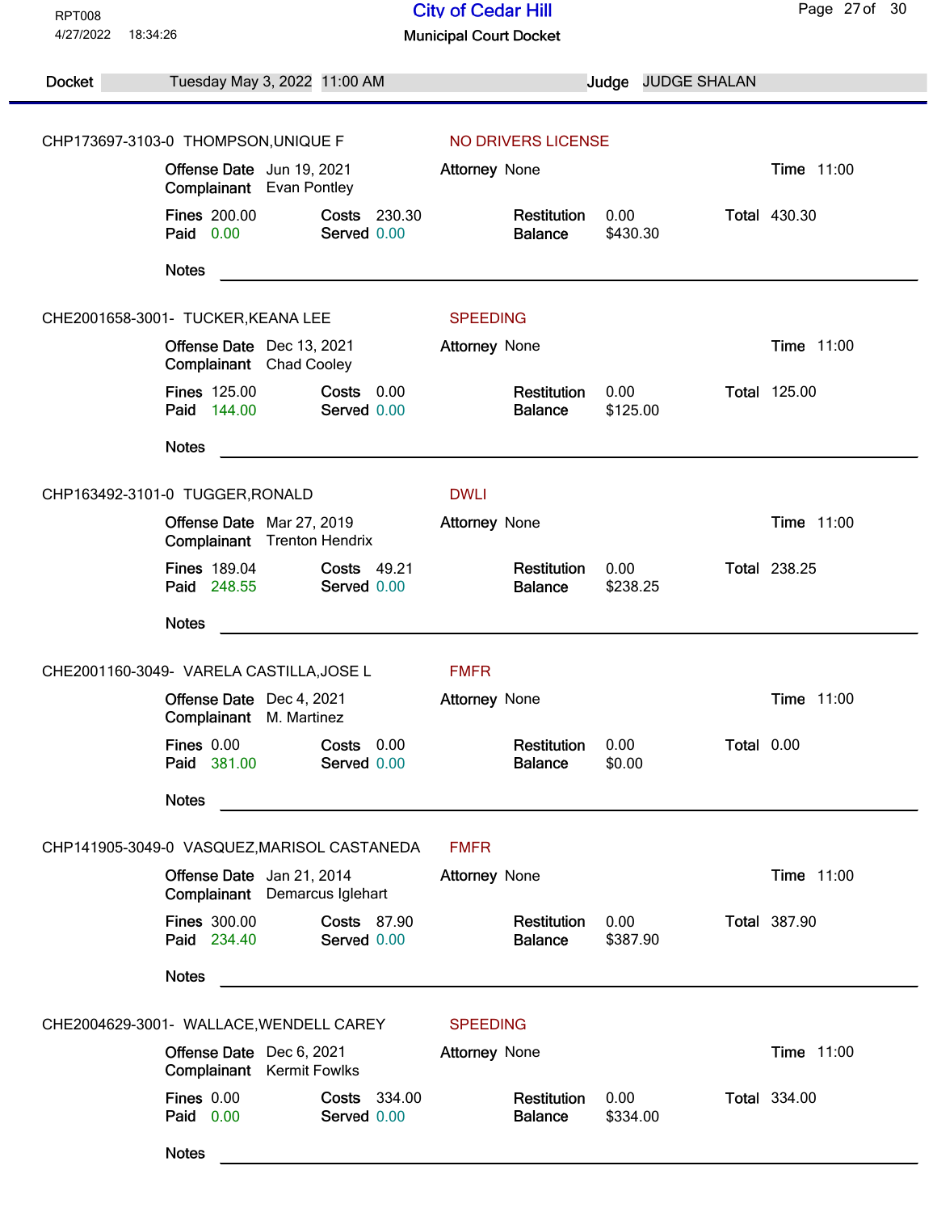RPT008
4/27/2022 18:34:26

# City of Cedar Hill

## Municipal Court Docket

**Docket** Tuesday May 3, 2022 11:00 AM **Judge** JUDGE SHALAN

---

**CHP173697-3103-0 THOMPSON,UNIQUE F** — NO DRIVERS LICENSE

| | | | | | | | |
|---|---|---|---|---|---|---|---|
| **Offense Date** | Jun 19, 2021 | **Attorney** | None | | | **Time** | 11:00 |
| **Complainant** | Evan Pontley | | | | | | |
| **Fines** | 200.00 | **Costs** | 230.30 | **Restitution** | 0.00 | **Total** | 430.30 |
| **Paid** | 0.00 | **Served** | 0.00 | **Balance** | $430.30 | | |

**Notes** ______________________________

---

**CHE2001658-3001- TUCKER,KEANA LEE** — SPEEDING

| | | | | | | | |
|---|---|---|---|---|---|---|---|
| **Offense Date** | Dec 13, 2021 | **Attorney** | None | | | **Time** | 11:00 |
| **Complainant** | Chad Cooley | | | | | | |
| **Fines** | 125.00 | **Costs** | 0.00 | **Restitution** | 0.00 | **Total** | 125.00 |
| **Paid** | 144.00 | **Served** | 0.00 | **Balance** | $125.00 | | |

**Notes** ______________________________

---

**CHP163492-3101-0 TUGGER,RONALD** — DWLI

| | | | | | | | |
|---|---|---|---|---|---|---|---|
| **Offense Date** | Mar 27, 2019 | **Attorney** | None | | | **Time** | 11:00 |
| **Complainant** | Trenton Hendrix | | | | | | |
| **Fines** | 189.04 | **Costs** | 49.21 | **Restitution** | 0.00 | **Total** | 238.25 |
| **Paid** | 248.55 | **Served** | 0.00 | **Balance** | $238.25 | | |

**Notes** ______________________________

---

**CHE2001160-3049- VARELA CASTILLA,JOSE L** — FMFR

| | | | | | | | |
|---|---|---|---|---|---|---|---|
| **Offense Date** | Dec 4, 2021 | **Attorney** | None | | | **Time** | 11:00 |
| **Complainant** | M. Martinez | | | | | | |
| **Fines** | 0.00 | **Costs** | 0.00 | **Restitution** | 0.00 | **Total** | 0.00 |
| **Paid** | 381.00 | **Served** | 0.00 | **Balance** | $0.00 | | |

**Notes** ______________________________

---

**CHP141905-3049-0 VASQUEZ,MARISOL CASTANEDA** — FMFR

| | | | | | | | |
|---|---|---|---|---|---|---|---|
| **Offense Date** | Jan 21, 2014 | **Attorney** | None | | | **Time** | 11:00 |
| **Complainant** | Demarcus Iglehart | | | | | | |
| **Fines** | 300.00 | **Costs** | 87.90 | **Restitution** | 0.00 | **Total** | 387.90 |
| **Paid** | 234.40 | **Served** | 0.00 | **Balance** | $387.90 | | |

**Notes** ______________________________

---

**CHE2004629-3001- WALLACE,WENDELL CAREY** — SPEEDING

| | | | | | | | |
|---|---|---|---|---|---|---|---|
| **Offense Date** | Dec 6, 2021 | **Attorney** | None | | | **Time** | 11:00 |
| **Complainant** | Kermit Fowlks | | | | | | |
| **Fines** | 0.00 | **Costs** | 334.00 | **Restitution** | 0.00 | **Total** | 334.00 |
| **Paid** | 0.00 | **Served** | 0.00 | **Balance** | $334.00 | | |

**Notes** ______________________________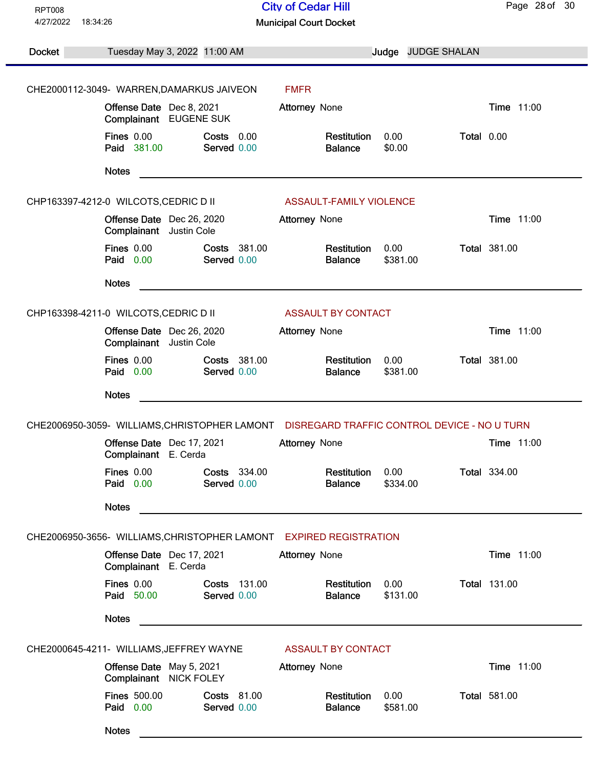RPT008
4/27/2022 18:34:26

# City of Cedar Hill

## Municipal Court Docket

**Docket** Tuesday May 3, 2022 11:00 AM **Judge** JUDGE SHALAN

---

CHE2000112-3049- WARREN,DAMARKUS JAIVEON — FMFR

**Offense Date** Dec 8, 2021 **Attorney** None **Time** 11:00
**Complainant** EUGENE SUK

**Fines** 0.00 **Costs** 0.00 **Restitution** 0.00 **Total** 0.00
**Paid** 381.00 **Served** 0.00 **Balance** $0.00

**Notes** ____________________

---

CHP163397-4212-0 WILCOTS,CEDRIC D II — ASSAULT-FAMILY VIOLENCE

**Offense Date** Dec 26, 2020 **Attorney** None **Time** 11:00
**Complainant** Justin Cole

**Fines** 0.00 **Costs** 381.00 **Restitution** 0.00 **Total** 381.00
**Paid** 0.00 **Served** 0.00 **Balance** $381.00

**Notes** ____________________

---

CHP163398-4211-0 WILCOTS,CEDRIC D II — ASSAULT BY CONTACT

**Offense Date** Dec 26, 2020 **Attorney** None **Time** 11:00
**Complainant** Justin Cole

**Fines** 0.00 **Costs** 381.00 **Restitution** 0.00 **Total** 381.00
**Paid** 0.00 **Served** 0.00 **Balance** $381.00

**Notes** ____________________

---

CHE2006950-3059- WILLIAMS,CHRISTOPHER LAMONT — DISREGARD TRAFFIC CONTROL DEVICE - NO U TURN

**Offense Date** Dec 17, 2021 **Attorney** None **Time** 11:00
**Complainant** E. Cerda

**Fines** 0.00 **Costs** 334.00 **Restitution** 0.00 **Total** 334.00
**Paid** 0.00 **Served** 0.00 **Balance** $334.00

**Notes** ____________________

---

CHE2006950-3656- WILLIAMS,CHRISTOPHER LAMONT — EXPIRED REGISTRATION

**Offense Date** Dec 17, 2021 **Attorney** None **Time** 11:00
**Complainant** E. Cerda

**Fines** 0.00 **Costs** 131.00 **Restitution** 0.00 **Total** 131.00
**Paid** 50.00 **Served** 0.00 **Balance** $131.00

**Notes** ____________________

---

CHE2000645-4211- WILLIAMS,JEFFREY WAYNE — ASSAULT BY CONTACT

**Offense Date** May 5, 2021 **Attorney** None **Time** 11:00
**Complainant** NICK FOLEY

**Fines** 500.00 **Costs** 81.00 **Restitution** 0.00 **Total** 581.00
**Paid** 0.00 **Served** 0.00 **Balance** $581.00

**Notes** ____________________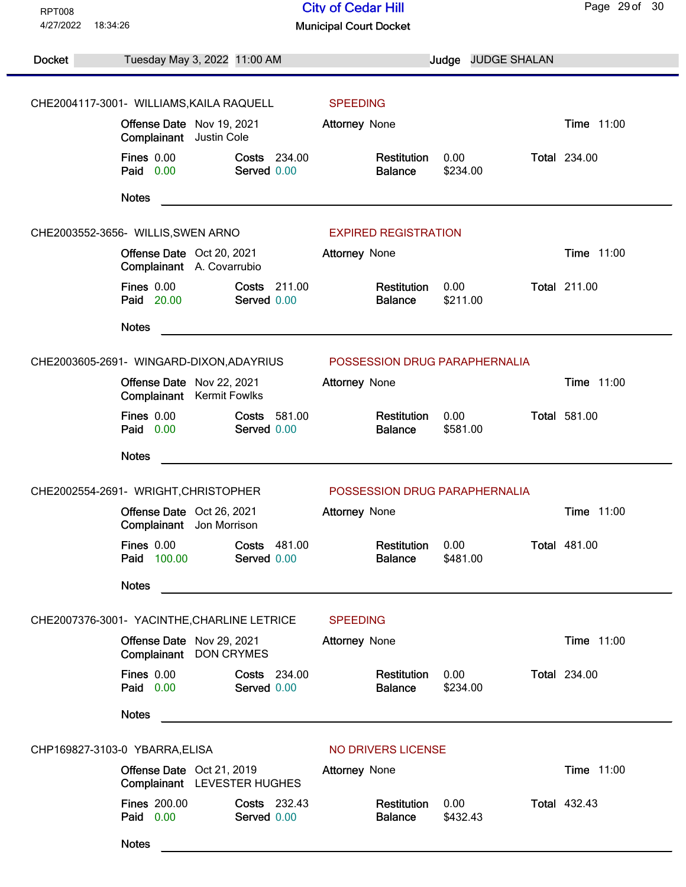RPT008
4/27/2022 18:34:26

# City of Cedar Hill

## Municipal Court Docket

**Docket** Tuesday May 3, 2022 11:00 AM **Judge** JUDGE SHALAN

---

CHE2004117-3001- WILLIAMS,KAILA RAQUELL — SPEEDING

**Offense Date** Nov 19, 2021 **Attorney** None **Time** 11:00
**Complainant** Justin Cole

| Fines | 0.00 | Costs | 234.00 | Restitution | 0.00 | Total | 234.00 |
|---|---|---|---|---|---|---|---|
| Paid | 0.00 | Served | 0.00 | Balance | $234.00 | | |

**Notes** ______________________________

CHE2003552-3656- WILLIS,SWEN ARNO — EXPIRED REGISTRATION

**Offense Date** Oct 20, 2021 **Attorney** None **Time** 11:00
**Complainant** A. Covarrubio

| Fines | 0.00 | Costs | 211.00 | Restitution | 0.00 | Total | 211.00 |
|---|---|---|---|---|---|---|---|
| Paid | 20.00 | Served | 0.00 | Balance | $211.00 | | |

**Notes** ______________________________

CHE2003605-2691- WINGARD-DIXON,ADAYRIUS — POSSESSION DRUG PARAPHERNALIA

**Offense Date** Nov 22, 2021 **Attorney** None **Time** 11:00
**Complainant** Kermit Fowlks

| Fines | 0.00 | Costs | 581.00 | Restitution | 0.00 | Total | 581.00 |
|---|---|---|---|---|---|---|---|
| Paid | 0.00 | Served | 0.00 | Balance | $581.00 | | |

**Notes** ______________________________

CHE2002554-2691- WRIGHT,CHRISTOPHER — POSSESSION DRUG PARAPHERNALIA

**Offense Date** Oct 26, 2021 **Attorney** None **Time** 11:00
**Complainant** Jon Morrison

| Fines | 0.00 | Costs | 481.00 | Restitution | 0.00 | Total | 481.00 |
|---|---|---|---|---|---|---|---|
| Paid | 100.00 | Served | 0.00 | Balance | $481.00 | | |

**Notes** ______________________________

CHE2007376-3001- YACINTHE,CHARLINE LETRICE — SPEEDING

**Offense Date** Nov 29, 2021 **Attorney** None **Time** 11:00
**Complainant** DON CRYMES

| Fines | 0.00 | Costs | 234.00 | Restitution | 0.00 | Total | 234.00 |
|---|---|---|---|---|---|---|---|
| Paid | 0.00 | Served | 0.00 | Balance | $234.00 | | |

**Notes** ______________________________

CHP169827-3103-0 YBARRA,ELISA — NO DRIVERS LICENSE

**Offense Date** Oct 21, 2019 **Attorney** None **Time** 11:00
**Complainant** LEVESTER HUGHES

| Fines | 200.00 | Costs | 232.43 | Restitution | 0.00 | Total | 432.43 |
|---|---|---|---|---|---|---|---|
| Paid | 0.00 | Served | 0.00 | Balance | $432.43 | | |

**Notes** ______________________________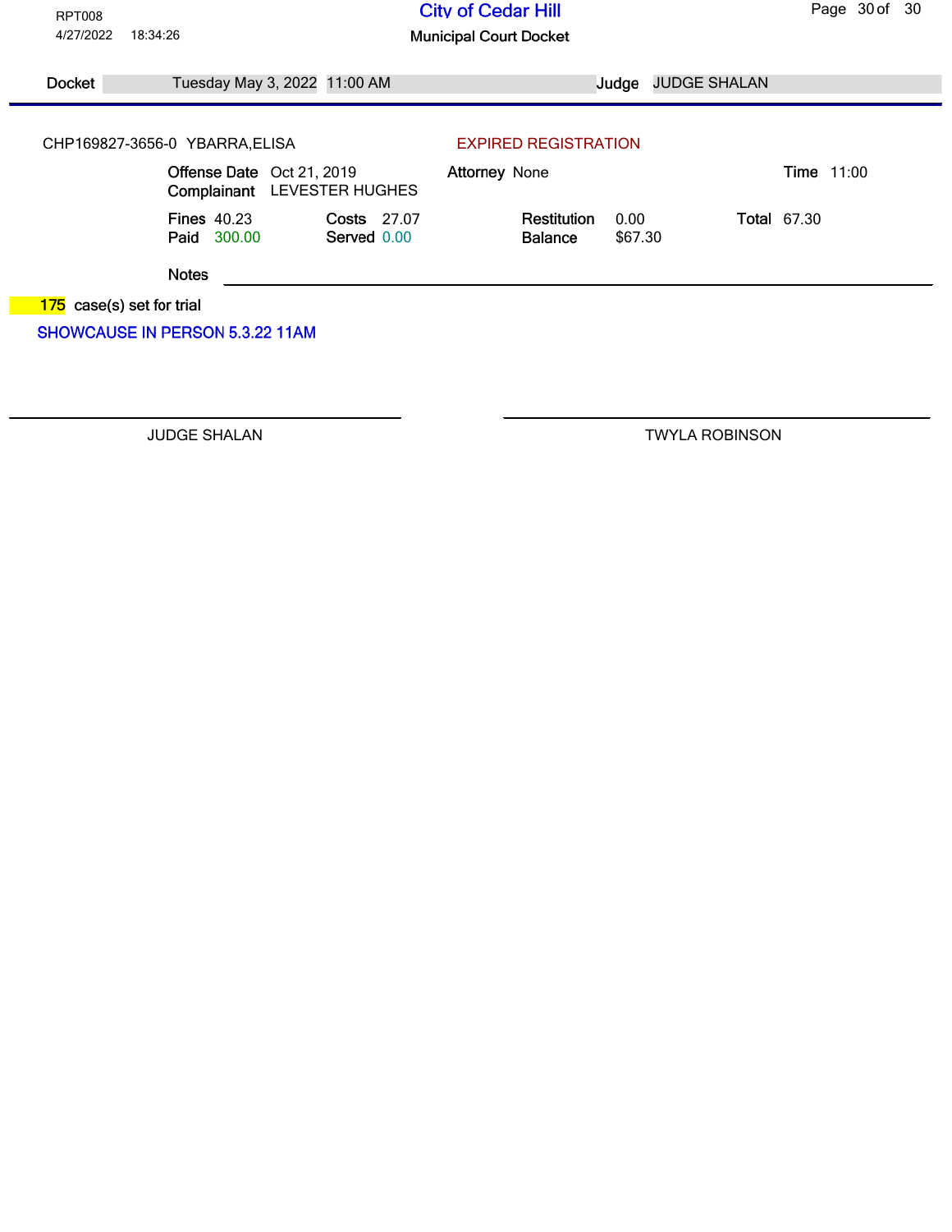# City of Cedar Hill

## Municipal Court Docket

RPT008
4/27/2022 18:34:26

**Docket** Tuesday May 3, 2022 11:00 AM **Judge** JUDGE SHALAN

---

CHP169827-3656-0 YBARRA,ELISA — EXPIRED REGISTRATION

| | | | | | | | |
|---|---|---|---|---|---|---|---|
| **Offense Date** | Oct 21, 2019 | **Attorney** | None | | | **Time** | 11:00 |
| **Complainant** | LEVESTER HUGHES | | | | | | |
| **Fines** | 40.23 | **Costs** | 27.07 | **Restitution** | 0.00 | **Total** | 67.30 |
| **Paid** | 300.00 | **Served** | 0.00 | **Balance** | $67.30 | | |

**Notes** ______________________________

**175** case(s) set for trial

SHOWCAUSE IN PERSON 5.3.22 11AM

______________________________ JUDGE SHALAN

______________________________ TWYLA ROBINSON